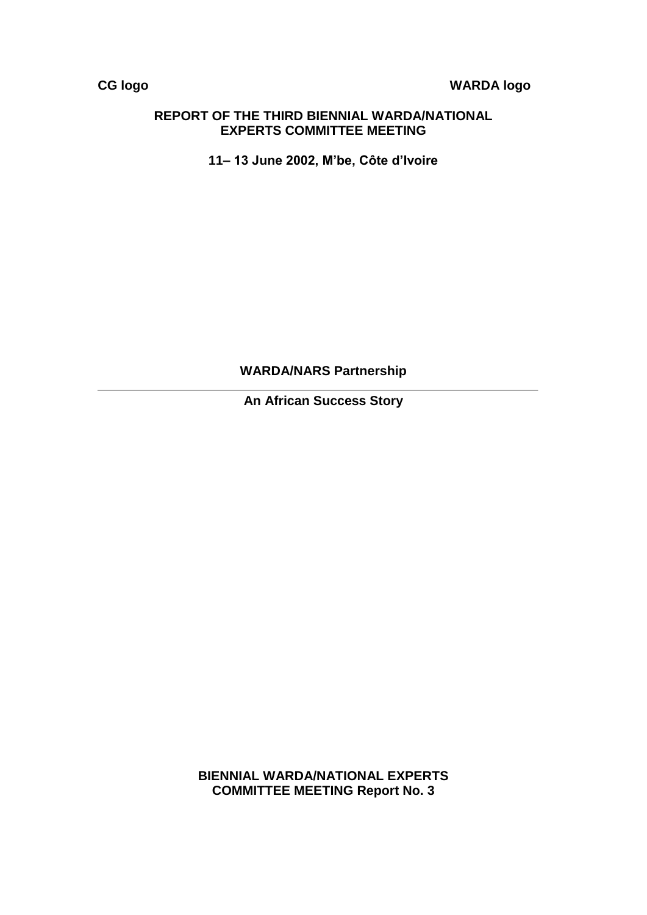CG logo WARDA logo

# REPORT OF THE THIRD BIENNIAL WARDA/NATIONAL EXPERTS COMMITTEE MEETING

**11– 13 June 2002, M'be, Côte d'Ivoire**

**WARDA/NARS Partnership**

---

**An African Success Story**

**BIENNIAL WARDA/NATIONAL EXPERTS COMMITTEE MEETING Report No. 3**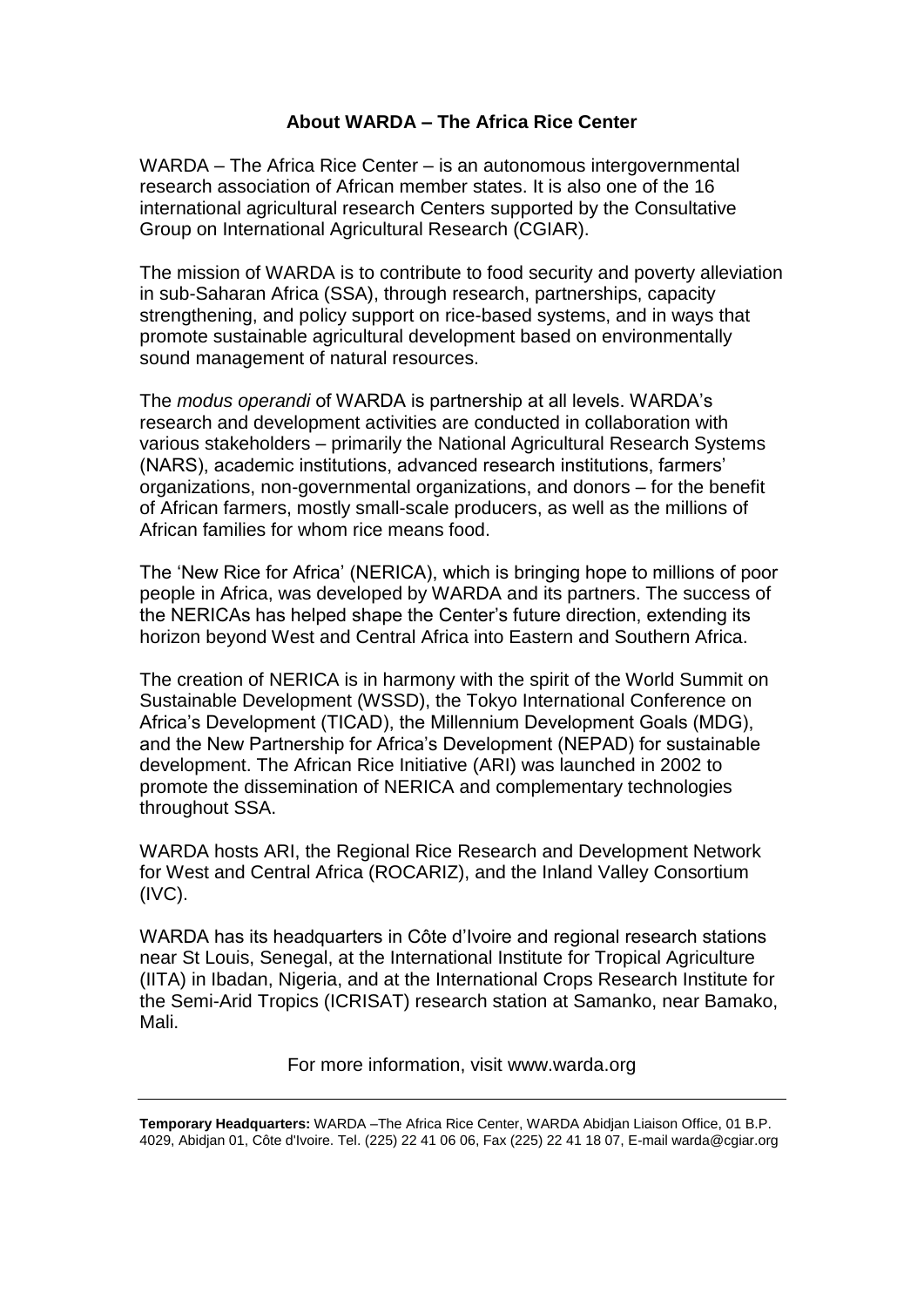## About WARDA – The Africa Rice Center

WARDA – The Africa Rice Center – is an autonomous intergovernmental research association of African member states. It is also one of the 16 international agricultural research Centers supported by the Consultative Group on International Agricultural Research (CGIAR).

The mission of WARDA is to contribute to food security and poverty alleviation in sub-Saharan Africa (SSA), through research, partnerships, capacity strengthening, and policy support on rice-based systems, and in ways that promote sustainable agricultural development based on environmentally sound management of natural resources.

The *modus operandi* of WARDA is partnership at all levels. WARDA's research and development activities are conducted in collaboration with various stakeholders – primarily the National Agricultural Research Systems (NARS), academic institutions, advanced research institutions, farmers' organizations, non-governmental organizations, and donors – for the benefit of African farmers, mostly small-scale producers, as well as the millions of African families for whom rice means food.

The 'New Rice for Africa' (NERICA), which is bringing hope to millions of poor people in Africa, was developed by WARDA and its partners. The success of the NERICAs has helped shape the Center's future direction, extending its horizon beyond West and Central Africa into Eastern and Southern Africa.

The creation of NERICA is in harmony with the spirit of the World Summit on Sustainable Development (WSSD), the Tokyo International Conference on Africa's Development (TICAD), the Millennium Development Goals (MDG), and the New Partnership for Africa's Development (NEPAD) for sustainable development. The African Rice Initiative (ARI) was launched in 2002 to promote the dissemination of NERICA and complementary technologies throughout SSA.

WARDA hosts ARI, the Regional Rice Research and Development Network for West and Central Africa (ROCARIZ), and the Inland Valley Consortium (IVC).

WARDA has its headquarters in Côte d'Ivoire and regional research stations near St Louis, Senegal, at the International Institute for Tropical Agriculture (IITA) in Ibadan, Nigeria, and at the International Crops Research Institute for the Semi-Arid Tropics (ICRISAT) research station at Samanko, near Bamako, Mali.

For more information, visit www.warda.org

---

**Temporary Headquarters:** WARDA –The Africa Rice Center, WARDA Abidjan Liaison Office, 01 B.P. 4029, Abidjan 01, Côte d'Ivoire. Tel. (225) 22 41 06 06, Fax (225) 22 41 18 07, E-mail warda@cgiar.org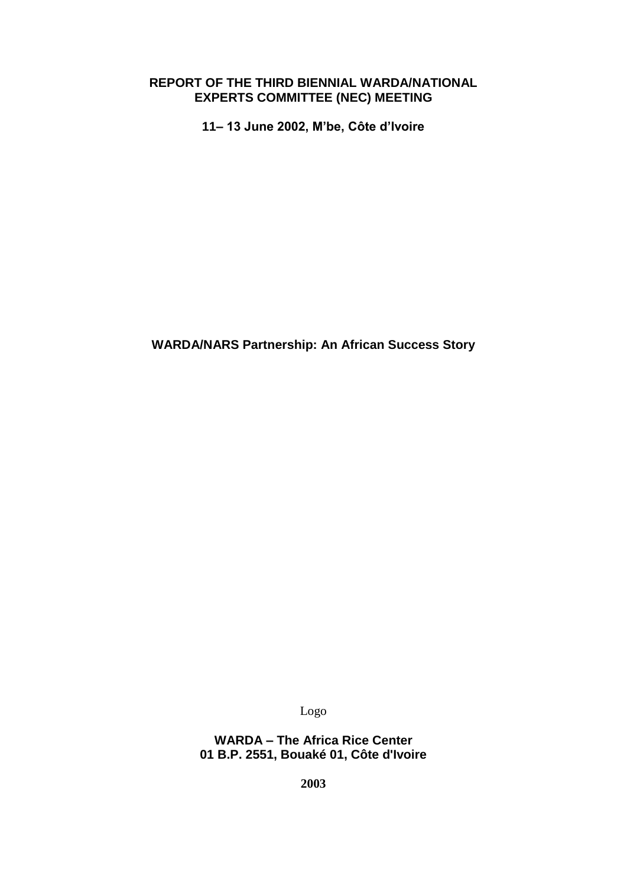**REPORT OF THE THIRD BIENNIAL WARDA/NATIONAL EXPERTS COMMITTEE (NEC) MEETING**

**11– 13 June 2002, M'be, Côte d'Ivoire**

**WARDA/NARS Partnership: An African Success Story**

Logo

**WARDA – The Africa Rice Center**
**01 B.P. 2551, Bouaké 01, Côte d'Ivoire**

**2003**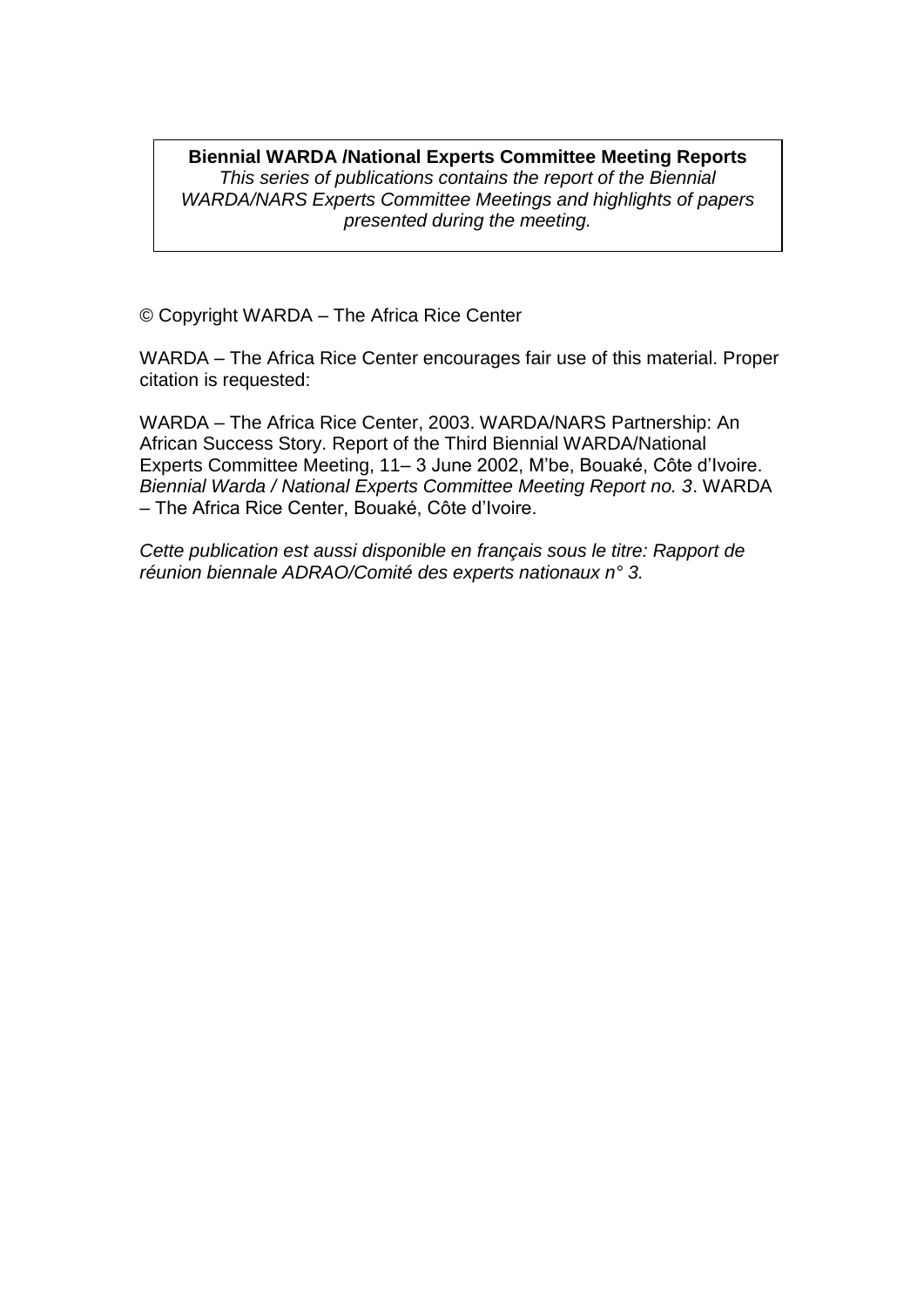**Biennial WARDA /National Experts Committee Meeting Reports**
*This series of publications contains the report of the Biennial WARDA/NARS Experts Committee Meetings and highlights of papers presented during the meeting.*

© Copyright WARDA – The Africa Rice Center

WARDA – The Africa Rice Center encourages fair use of this material. Proper citation is requested:

WARDA – The Africa Rice Center, 2003. WARDA/NARS Partnership: An African Success Story. Report of the Third Biennial WARDA/National Experts Committee Meeting, 11– 3 June 2002, M'be, Bouaké, Côte d'Ivoire. *Biennial Warda / National Experts Committee Meeting Report no. 3*. WARDA – The Africa Rice Center, Bouaké, Côte d'Ivoire.

*Cette publication est aussi disponible en français sous le titre: Rapport de réunion biennale ADRAO/Comité des experts nationaux n° 3.*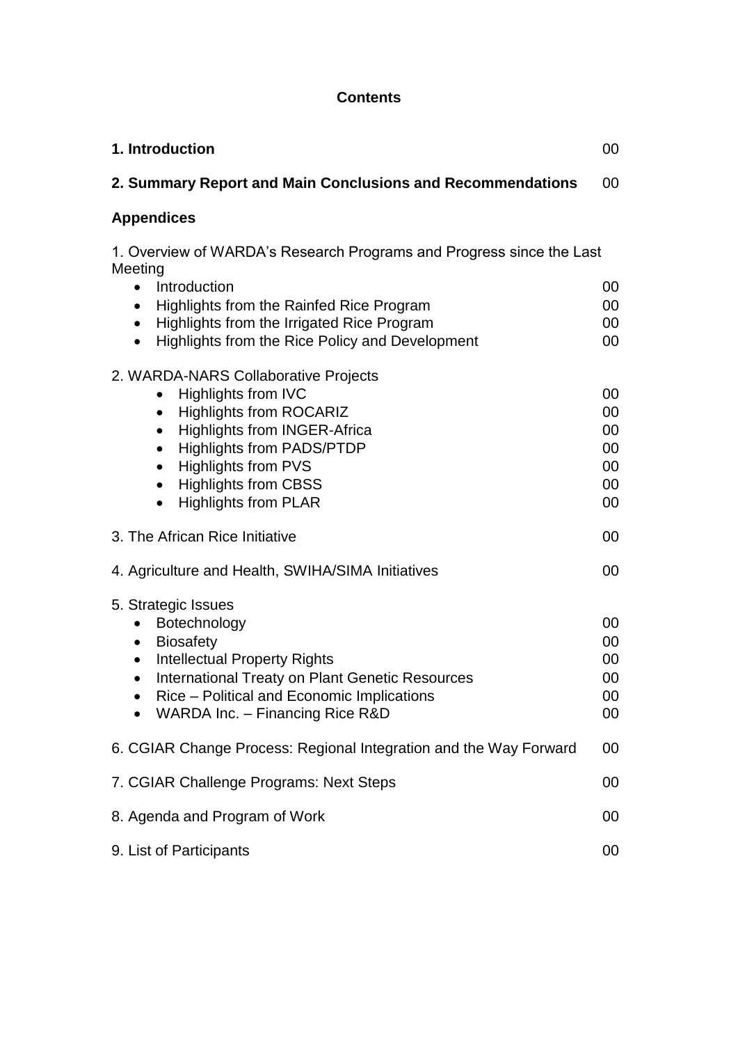## Contents

| | |
|---|---|
| **1. Introduction** | 00 |
| **2. Summary Report and Main Conclusions and Recommendations** | 00 |

**Appendices**

1. Overview of WARDA's Research Programs and Progress since the Last Meeting

| | |
|---|---|
| • Introduction | 00 |
| • Highlights from the Rainfed Rice Program | 00 |
| • Highlights from the Irrigated Rice Program | 00 |
| • Highlights from the Rice Policy and Development | 00 |

2. WARDA-NARS Collaborative Projects

| | |
|---|---|
| • Highlights from IVC | 00 |
| • Highlights from ROCARIZ | 00 |
| • Highlights from INGER-Africa | 00 |
| • Highlights from PADS/PTDP | 00 |
| • Highlights from PVS | 00 |
| • Highlights from CBSS | 00 |
| • Highlights from PLAR | 00 |

| | |
|---|---|
| 3. The African Rice Initiative | 00 |
| 4. Agriculture and Health, SWIHA/SIMA Initiatives | 00 |

5. Strategic Issues

| | |
|---|---|
| • Botechnology | 00 |
| • Biosafety | 00 |
| • Intellectual Property Rights | 00 |
| • International Treaty on Plant Genetic Resources | 00 |
| • Rice – Political and Economic Implications | 00 |
| • WARDA Inc. – Financing Rice R&D | 00 |

| | |
|---|---|
| 6. CGIAR Change Process: Regional Integration and the Way Forward | 00 |
| 7. CGIAR Challenge Programs: Next Steps | 00 |
| 8. Agenda and Program of Work | 00 |
| 9. List of Participants | 00 |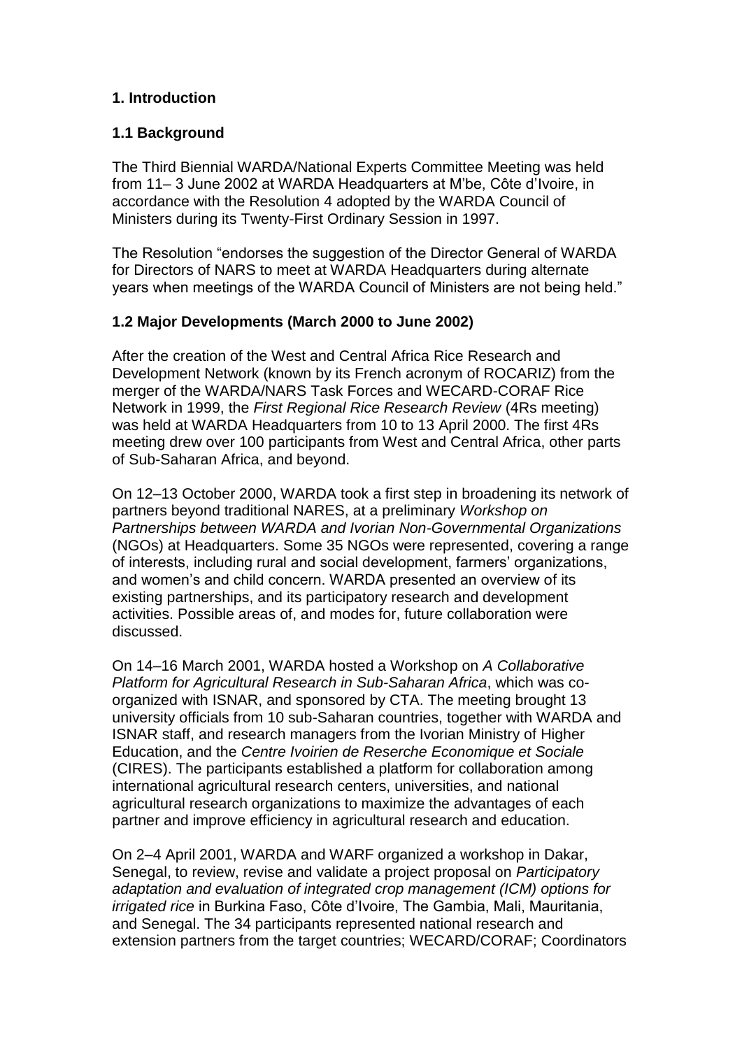## 1. Introduction

### 1.1 Background

The Third Biennial WARDA/National Experts Committee Meeting was held from 11– 3 June 2002 at WARDA Headquarters at M'be, Côte d'Ivoire, in accordance with the Resolution 4 adopted by the WARDA Council of Ministers during its Twenty-First Ordinary Session in 1997.

The Resolution "endorses the suggestion of the Director General of WARDA for Directors of NARS to meet at WARDA Headquarters during alternate years when meetings of the WARDA Council of Ministers are not being held."

### 1.2 Major Developments (March 2000 to June 2002)

After the creation of the West and Central Africa Rice Research and Development Network (known by its French acronym of ROCARIZ) from the merger of the WARDA/NARS Task Forces and WECARD-CORAF Rice Network in 1999, the *First Regional Rice Research Review* (4Rs meeting) was held at WARDA Headquarters from 10 to 13 April 2000. The first 4Rs meeting drew over 100 participants from West and Central Africa, other parts of Sub-Saharan Africa, and beyond.

On 12–13 October 2000, WARDA took a first step in broadening its network of partners beyond traditional NARES, at a preliminary *Workshop on Partnerships between WARDA and Ivorian Non-Governmental Organizations* (NGOs) at Headquarters. Some 35 NGOs were represented, covering a range of interests, including rural and social development, farmers' organizations, and women's and child concern. WARDA presented an overview of its existing partnerships, and its participatory research and development activities. Possible areas of, and modes for, future collaboration were discussed.

On 14–16 March 2001, WARDA hosted a Workshop on *A Collaborative Platform for Agricultural Research in Sub-Saharan Africa*, which was co-organized with ISNAR, and sponsored by CTA. The meeting brought 13 university officials from 10 sub-Saharan countries, together with WARDA and ISNAR staff, and research managers from the Ivorian Ministry of Higher Education, and the *Centre Ivoirien de Reserche Economique et Sociale* (CIRES). The participants established a platform for collaboration among international agricultural research centers, universities, and national agricultural research organizations to maximize the advantages of each partner and improve efficiency in agricultural research and education.

On 2–4 April 2001, WARDA and WARF organized a workshop in Dakar, Senegal, to review, revise and validate a project proposal on *Participatory adaptation and evaluation of integrated crop management (ICM) options for irrigated rice* in Burkina Faso, Côte d'Ivoire, The Gambia, Mali, Mauritania, and Senegal. The 34 participants represented national research and extension partners from the target countries; WECARD/CORAF; Coordinators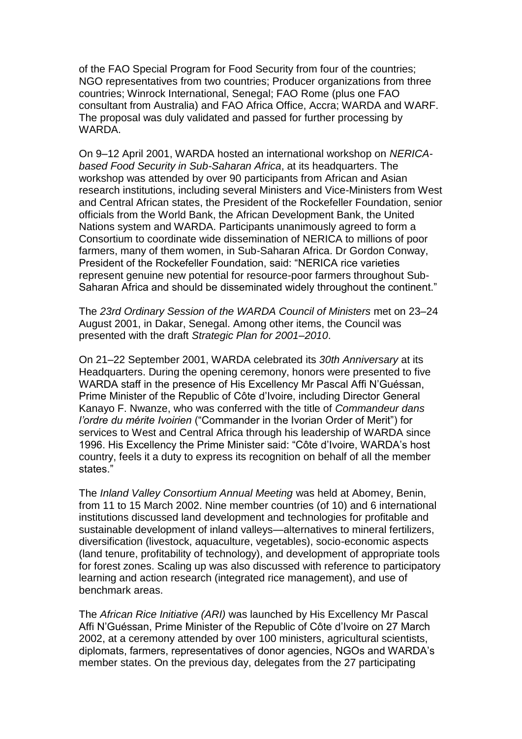of the FAO Special Program for Food Security from four of the countries; NGO representatives from two countries; Producer organizations from three countries; Winrock International, Senegal; FAO Rome (plus one FAO consultant from Australia) and FAO Africa Office, Accra; WARDA and WARF. The proposal was duly validated and passed for further processing by WARDA.

On 9–12 April 2001, WARDA hosted an international workshop on *NERICA-based Food Security in Sub-Saharan Africa*, at its headquarters. The workshop was attended by over 90 participants from African and Asian research institutions, including several Ministers and Vice-Ministers from West and Central African states, the President of the Rockefeller Foundation, senior officials from the World Bank, the African Development Bank, the United Nations system and WARDA. Participants unanimously agreed to form a Consortium to coordinate wide dissemination of NERICA to millions of poor farmers, many of them women, in Sub-Saharan Africa. Dr Gordon Conway, President of the Rockefeller Foundation, said: "NERICA rice varieties represent genuine new potential for resource-poor farmers throughout Sub-Saharan Africa and should be disseminated widely throughout the continent."

The *23rd Ordinary Session of the WARDA Council of Ministers* met on 23–24 August 2001, in Dakar, Senegal. Among other items, the Council was presented with the draft *Strategic Plan for 2001–2010*.

On 21–22 September 2001, WARDA celebrated its *30th Anniversary* at its Headquarters. During the opening ceremony, honors were presented to five WARDA staff in the presence of His Excellency Mr Pascal Affi N'Guéssan, Prime Minister of the Republic of Côte d'Ivoire, including Director General Kanayo F. Nwanze, who was conferred with the title of *Commandeur dans l'ordre du mérite Ivoirien* ("Commander in the Ivorian Order of Merit") for services to West and Central Africa through his leadership of WARDA since 1996. His Excellency the Prime Minister said: "Côte d'Ivoire, WARDA's host country, feels it a duty to express its recognition on behalf of all the member states."

The *Inland Valley Consortium Annual Meeting* was held at Abomey, Benin, from 11 to 15 March 2002. Nine member countries (of 10) and 6 international institutions discussed land development and technologies for profitable and sustainable development of inland valleys—alternatives to mineral fertilizers, diversification (livestock, aquaculture, vegetables), socio-economic aspects (land tenure, profitability of technology), and development of appropriate tools for forest zones. Scaling up was also discussed with reference to participatory learning and action research (integrated rice management), and use of benchmark areas.

The *African Rice Initiative (ARI)* was launched by His Excellency Mr Pascal Affi N'Guéssan, Prime Minister of the Republic of Côte d'Ivoire on 27 March 2002, at a ceremony attended by over 100 ministers, agricultural scientists, diplomats, farmers, representatives of donor agencies, NGOs and WARDA's member states. On the previous day, delegates from the 27 participating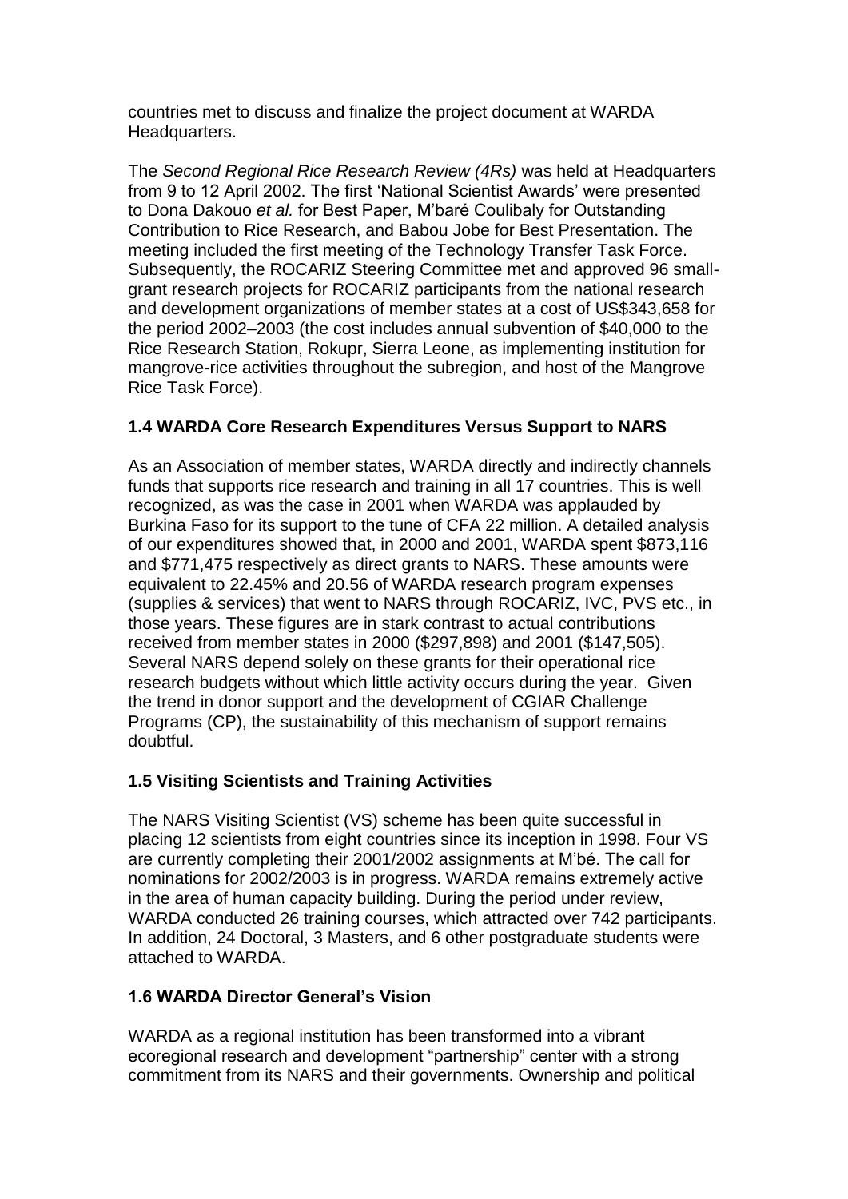countries met to discuss and finalize the project document at WARDA Headquarters.

The *Second Regional Rice Research Review (4Rs)* was held at Headquarters from 9 to 12 April 2002. The first 'National Scientist Awards' were presented to Dona Dakouo *et al.* for Best Paper, M'baré Coulibaly for Outstanding Contribution to Rice Research, and Babou Jobe for Best Presentation. The meeting included the first meeting of the Technology Transfer Task Force. Subsequently, the ROCARIZ Steering Committee met and approved 96 small-grant research projects for ROCARIZ participants from the national research and development organizations of member states at a cost of US$343,658 for the period 2002–2003 (the cost includes annual subvention of $40,000 to the Rice Research Station, Rokupr, Sierra Leone, as implementing institution for mangrove-rice activities throughout the subregion, and host of the Mangrove Rice Task Force).

### 1.4 WARDA Core Research Expenditures Versus Support to NARS

As an Association of member states, WARDA directly and indirectly channels funds that supports rice research and training in all 17 countries. This is well recognized, as was the case in 2001 when WARDA was applauded by Burkina Faso for its support to the tune of CFA 22 million. A detailed analysis of our expenditures showed that, in 2000 and 2001, WARDA spent $873,116 and $771,475 respectively as direct grants to NARS. These amounts were equivalent to 22.45% and 20.56 of WARDA research program expenses (supplies & services) that went to NARS through ROCARIZ, IVC, PVS etc., in those years. These figures are in stark contrast to actual contributions received from member states in 2000 ($297,898) and 2001 ($147,505). Several NARS depend solely on these grants for their operational rice research budgets without which little activity occurs during the year. Given the trend in donor support and the development of CGIAR Challenge Programs (CP), the sustainability of this mechanism of support remains doubtful.

### 1.5 Visiting Scientists and Training Activities

The NARS Visiting Scientist (VS) scheme has been quite successful in placing 12 scientists from eight countries since its inception in 1998. Four VS are currently completing their 2001/2002 assignments at M'bé. The call for nominations for 2002/2003 is in progress. WARDA remains extremely active in the area of human capacity building. During the period under review, WARDA conducted 26 training courses, which attracted over 742 participants. In addition, 24 Doctoral, 3 Masters, and 6 other postgraduate students were attached to WARDA.

### 1.6 WARDA Director General's Vision

WARDA as a regional institution has been transformed into a vibrant ecoregional research and development "partnership" center with a strong commitment from its NARS and their governments. Ownership and political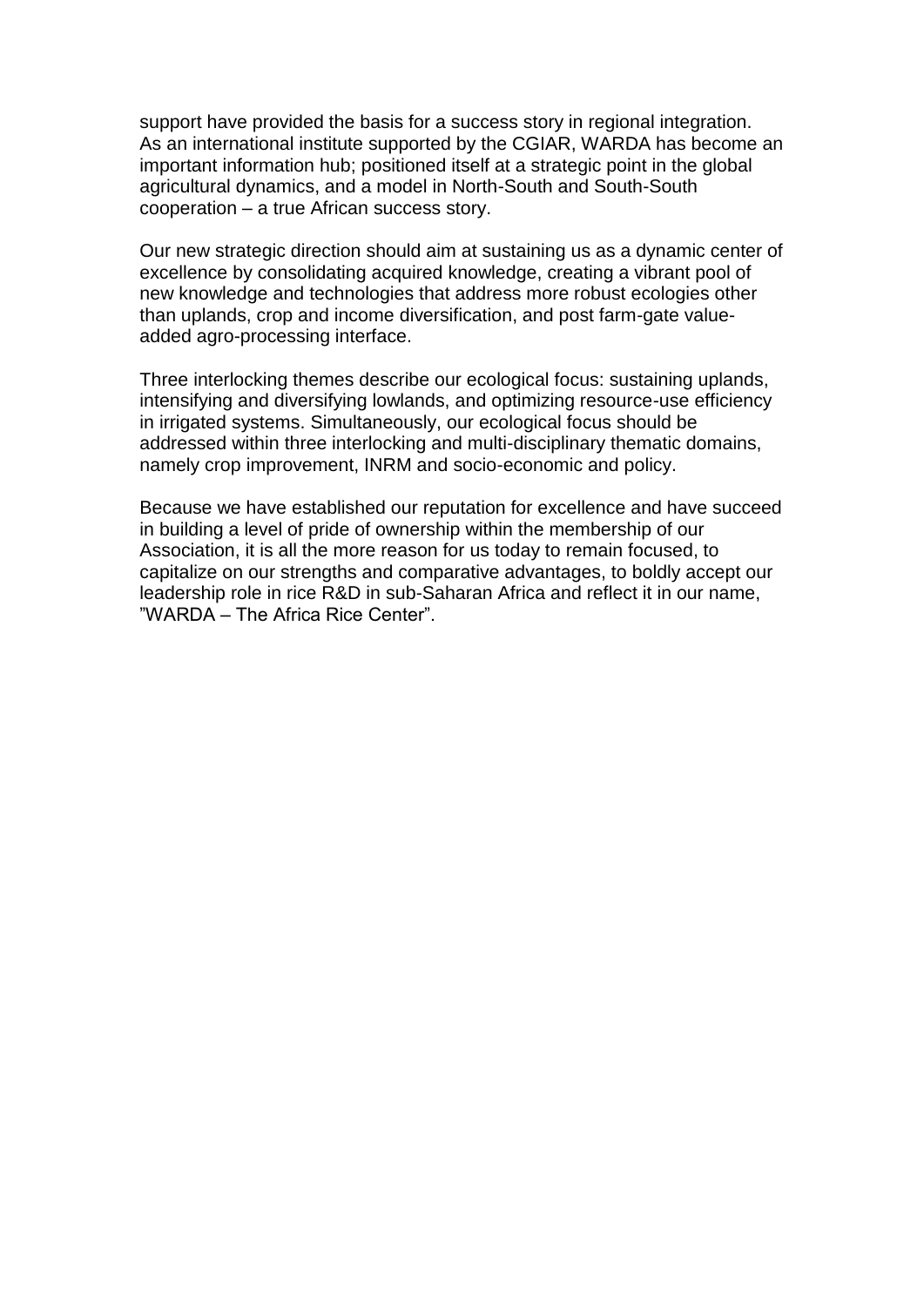support have provided the basis for a success story in regional integration. As an international institute supported by the CGIAR, WARDA has become an important information hub; positioned itself at a strategic point in the global agricultural dynamics, and a model in North-South and South-South cooperation – a true African success story.

Our new strategic direction should aim at sustaining us as a dynamic center of excellence by consolidating acquired knowledge, creating a vibrant pool of new knowledge and technologies that address more robust ecologies other than uplands, crop and income diversification, and post farm-gate value-added agro-processing interface.

Three interlocking themes describe our ecological focus: sustaining uplands, intensifying and diversifying lowlands, and optimizing resource-use efficiency in irrigated systems. Simultaneously, our ecological focus should be addressed within three interlocking and multi-disciplinary thematic domains, namely crop improvement, INRM and socio-economic and policy.

Because we have established our reputation for excellence and have succeed in building a level of pride of ownership within the membership of our Association, it is all the more reason for us today to remain focused, to capitalize on our strengths and comparative advantages, to boldly accept our leadership role in rice R&D in sub-Saharan Africa and reflect it in our name, "WARDA – The Africa Rice Center".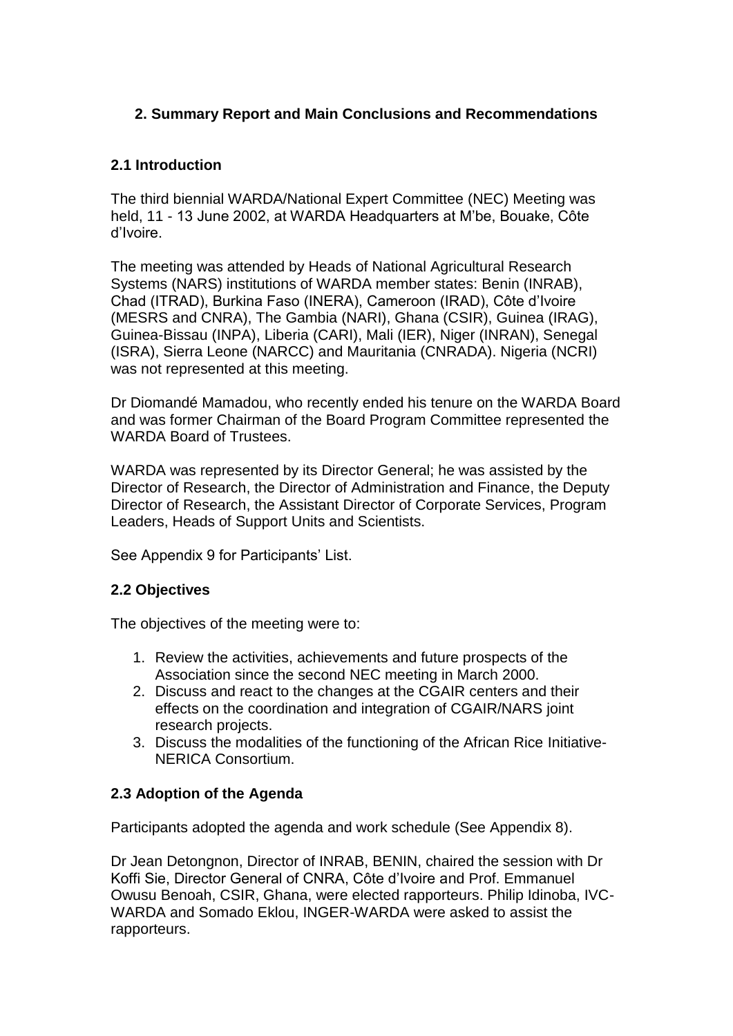## 2. Summary Report and Main Conclusions and Recommendations

### 2.1 Introduction

The third biennial WARDA/National Expert Committee (NEC) Meeting was held, 11 - 13 June 2002, at WARDA Headquarters at M'be, Bouake, Côte d'Ivoire.

The meeting was attended by Heads of National Agricultural Research Systems (NARS) institutions of WARDA member states: Benin (INRAB), Chad (ITRAD), Burkina Faso (INERA), Cameroon (IRAD), Côte d'Ivoire (MESRS and CNRA), The Gambia (NARI), Ghana (CSIR), Guinea (IRAG), Guinea-Bissau (INPA), Liberia (CARI), Mali (IER), Niger (INRAN), Senegal (ISRA), Sierra Leone (NARCC) and Mauritania (CNRADA). Nigeria (NCRI) was not represented at this meeting.

Dr Diomandé Mamadou, who recently ended his tenure on the WARDA Board and was former Chairman of the Board Program Committee represented the WARDA Board of Trustees.

WARDA was represented by its Director General; he was assisted by the Director of Research, the Director of Administration and Finance, the Deputy Director of Research, the Assistant Director of Corporate Services, Program Leaders, Heads of Support Units and Scientists.

See Appendix 9 for Participants' List.

### 2.2 Objectives

The objectives of the meeting were to:

1. Review the activities, achievements and future prospects of the Association since the second NEC meeting in March 2000.
2. Discuss and react to the changes at the CGAIR centers and their effects on the coordination and integration of CGAIR/NARS joint research projects.
3. Discuss the modalities of the functioning of the African Rice Initiative-NERICA Consortium.

### 2.3 Adoption of the Agenda

Participants adopted the agenda and work schedule (See Appendix 8).

Dr Jean Detongnon, Director of INRAB, BENIN, chaired the session with Dr Koffi Sie, Director General of CNRA, Côte d'Ivoire and Prof. Emmanuel Owusu Benoah, CSIR, Ghana, were elected rapporteurs. Philip Idinoba, IVC-WARDA and Somado Eklou, INGER-WARDA were asked to assist the rapporteurs.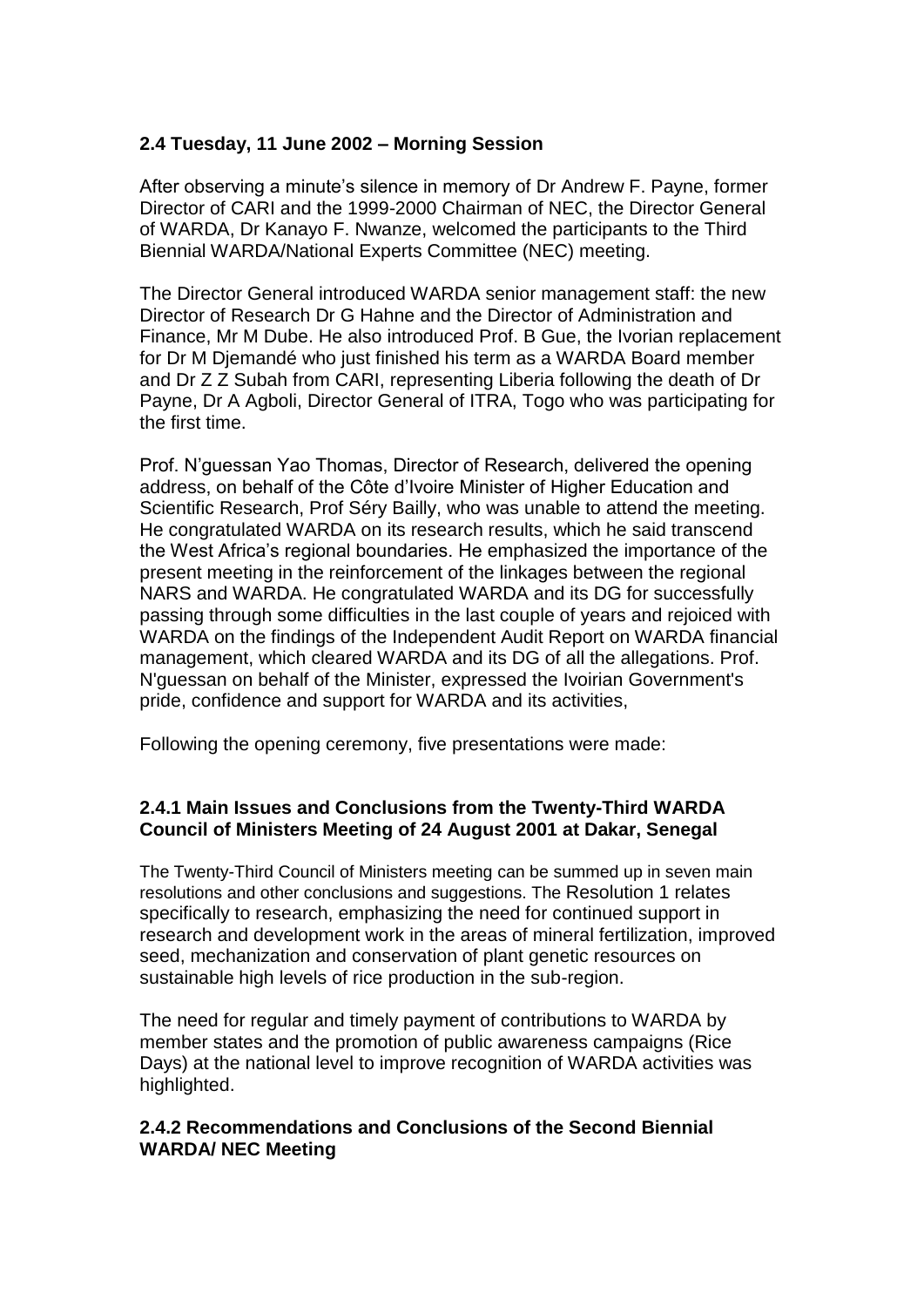### 2.4 Tuesday, 11 June 2002 – Morning Session

After observing a minute's silence in memory of Dr Andrew F. Payne, former Director of CARI and the 1999-2000 Chairman of NEC, the Director General of WARDA, Dr Kanayo F. Nwanze, welcomed the participants to the Third Biennial WARDA/National Experts Committee (NEC) meeting.

The Director General introduced WARDA senior management staff: the new Director of Research Dr G Hahne and the Director of Administration and Finance, Mr M Dube. He also introduced Prof. B Gue, the Ivorian replacement for Dr M Djemandé who just finished his term as a WARDA Board member and Dr Z Z Subah from CARI, representing Liberia following the death of Dr Payne, Dr A Agboli, Director General of ITRA, Togo who was participating for the first time.

Prof. N'guessan Yao Thomas, Director of Research, delivered the opening address, on behalf of the Côte d'Ivoire Minister of Higher Education and Scientific Research, Prof Séry Bailly, who was unable to attend the meeting. He congratulated WARDA on its research results, which he said transcend the West Africa's regional boundaries. He emphasized the importance of the present meeting in the reinforcement of the linkages between the regional NARS and WARDA. He congratulated WARDA and its DG for successfully passing through some difficulties in the last couple of years and rejoiced with WARDA on the findings of the Independent Audit Report on WARDA financial management, which cleared WARDA and its DG of all the allegations. Prof. N'guessan on behalf of the Minister, expressed the Ivoirian Government's pride, confidence and support for WARDA and its activities,

Following the opening ceremony, five presentations were made:

#### 2.4.1 Main Issues and Conclusions from the Twenty-Third WARDA Council of Ministers Meeting of 24 August 2001 at Dakar, Senegal

The Twenty-Third Council of Ministers meeting can be summed up in seven main resolutions and other conclusions and suggestions. The Resolution 1 relates specifically to research, emphasizing the need for continued support in research and development work in the areas of mineral fertilization, improved seed, mechanization and conservation of plant genetic resources on sustainable high levels of rice production in the sub-region.

The need for regular and timely payment of contributions to WARDA by member states and the promotion of public awareness campaigns (Rice Days) at the national level to improve recognition of WARDA activities was highlighted.

#### 2.4.2 Recommendations and Conclusions of the Second Biennial WARDA/ NEC Meeting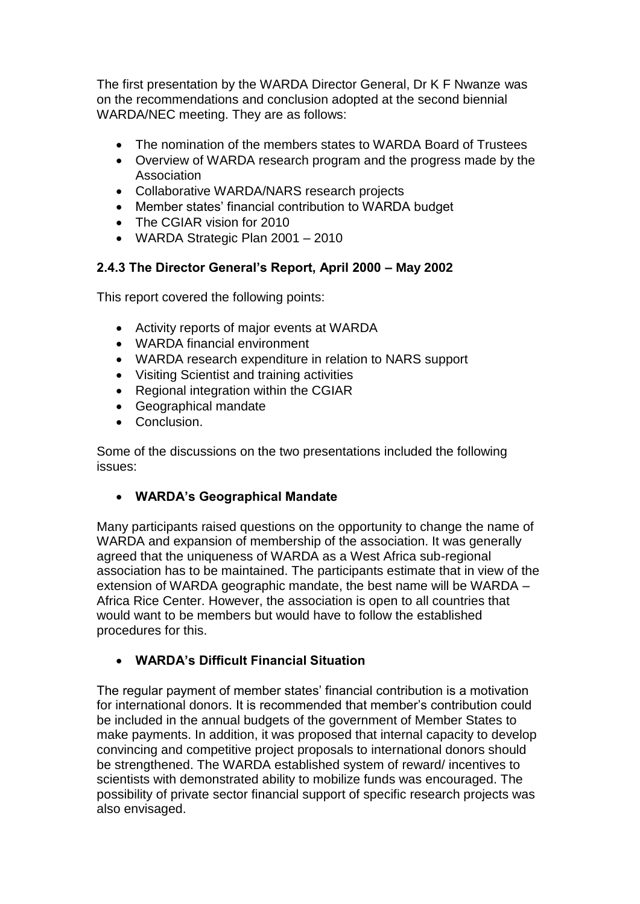The first presentation by the WARDA Director General, Dr K F Nwanze was on the recommendations and conclusion adopted at the second biennial WARDA/NEC meeting. They are as follows:

- The nomination of the members states to WARDA Board of Trustees
- Overview of WARDA research program and the progress made by the Association
- Collaborative WARDA/NARS research projects
- Member states' financial contribution to WARDA budget
- The CGIAR vision for 2010
- WARDA Strategic Plan 2001 – 2010

### 2.4.3 The Director General's Report, April 2000 – May 2002

This report covered the following points:

- Activity reports of major events at WARDA
- WARDA financial environment
- WARDA research expenditure in relation to NARS support
- Visiting Scientist and training activities
- Regional integration within the CGIAR
- Geographical mandate
- Conclusion.

Some of the discussions on the two presentations included the following issues:

- **WARDA's Geographical Mandate**

Many participants raised questions on the opportunity to change the name of WARDA and expansion of membership of the association. It was generally agreed that the uniqueness of WARDA as a West Africa sub-regional association has to be maintained. The participants estimate that in view of the extension of WARDA geographic mandate, the best name will be WARDA – Africa Rice Center. However, the association is open to all countries that would want to be members but would have to follow the established procedures for this.

- **WARDA's Difficult Financial Situation**

The regular payment of member states' financial contribution is a motivation for international donors. It is recommended that member's contribution could be included in the annual budgets of the government of Member States to make payments. In addition, it was proposed that internal capacity to develop convincing and competitive project proposals to international donors should be strengthened. The WARDA established system of reward/ incentives to scientists with demonstrated ability to mobilize funds was encouraged. The possibility of private sector financial support of specific research projects was also envisaged.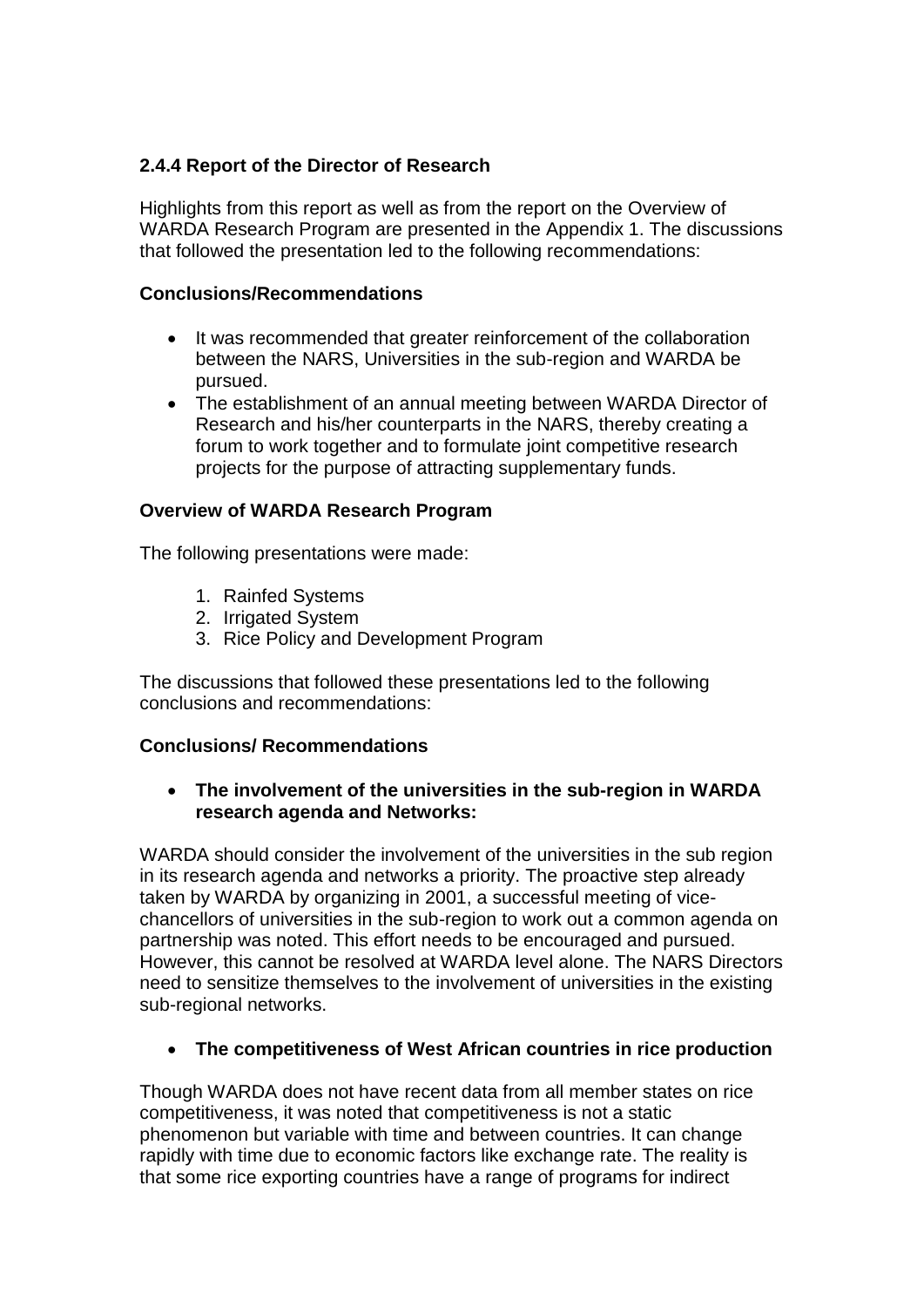### 2.4.4 Report of the Director of Research

Highlights from this report as well as from the report on the Overview of WARDA Research Program are presented in the Appendix 1. The discussions that followed the presentation led to the following recommendations:

**Conclusions/Recommendations**

- It was recommended that greater reinforcement of the collaboration between the NARS, Universities in the sub-region and WARDA be pursued.
- The establishment of an annual meeting between WARDA Director of Research and his/her counterparts in the NARS, thereby creating a forum to work together and to formulate joint competitive research projects for the purpose of attracting supplementary funds.

**Overview of WARDA Research Program**

The following presentations were made:

1. Rainfed Systems
2. Irrigated System
3. Rice Policy and Development Program

The discussions that followed these presentations led to the following conclusions and recommendations:

**Conclusions/ Recommendations**

- **The involvement of the universities in the sub-region in WARDA research agenda and Networks:**

WARDA should consider the involvement of the universities in the sub region in its research agenda and networks a priority. The proactive step already taken by WARDA by organizing in 2001, a successful meeting of vice-chancellors of universities in the sub-region to work out a common agenda on partnership was noted. This effort needs to be encouraged and pursued. However, this cannot be resolved at WARDA level alone. The NARS Directors need to sensitize themselves to the involvement of universities in the existing sub-regional networks.

- **The competitiveness of West African countries in rice production**

Though WARDA does not have recent data from all member states on rice competitiveness, it was noted that competitiveness is not a static phenomenon but variable with time and between countries. It can change rapidly with time due to economic factors like exchange rate. The reality is that some rice exporting countries have a range of programs for indirect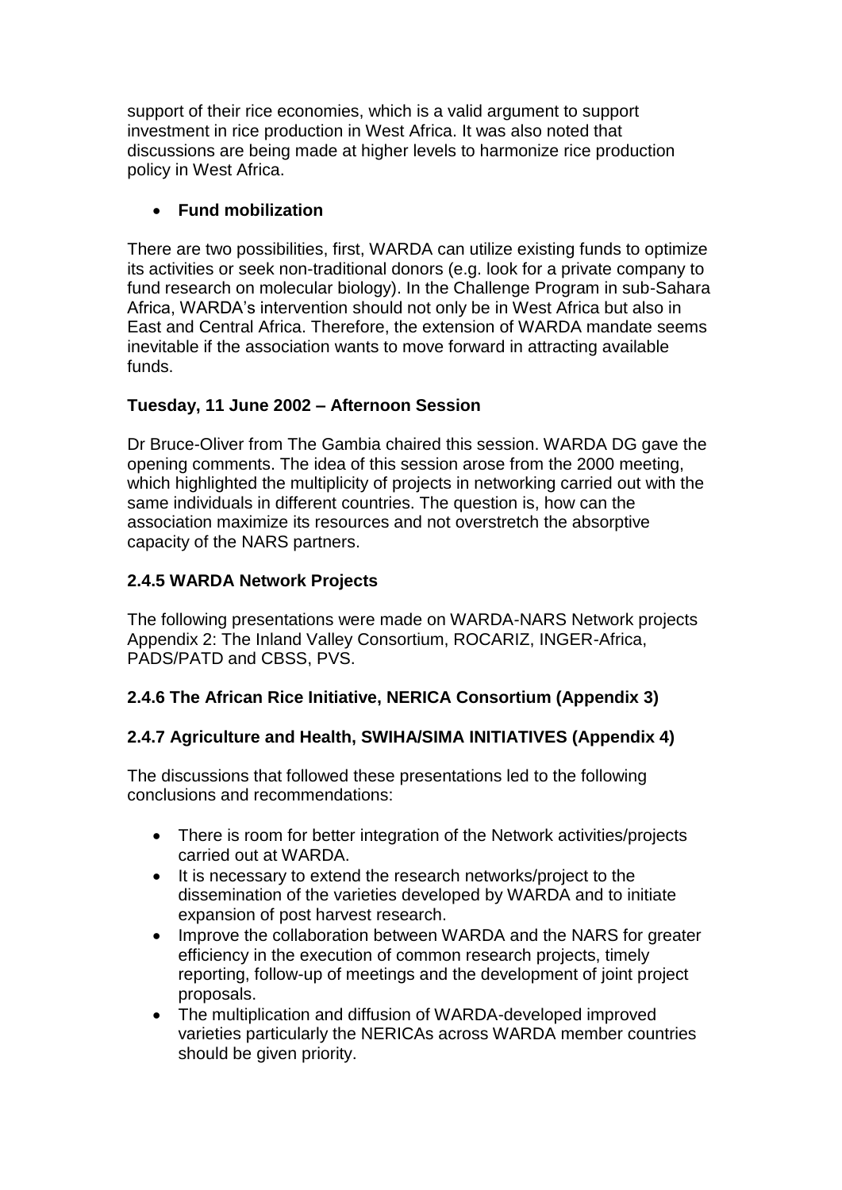support of their rice economies, which is a valid argument to support investment in rice production in West Africa. It was also noted that discussions are being made at higher levels to harmonize rice production policy in West Africa.

- **Fund mobilization**

There are two possibilities, first, WARDA can utilize existing funds to optimize its activities or seek non-traditional donors (e.g. look for a private company to fund research on molecular biology). In the Challenge Program in sub-Sahara Africa, WARDA's intervention should not only be in West Africa but also in East and Central Africa. Therefore, the extension of WARDA mandate seems inevitable if the association wants to move forward in attracting available funds.

**Tuesday, 11 June 2002 – Afternoon Session**

Dr Bruce-Oliver from The Gambia chaired this session. WARDA DG gave the opening comments. The idea of this session arose from the 2000 meeting, which highlighted the multiplicity of projects in networking carried out with the same individuals in different countries. The question is, how can the association maximize its resources and not overstretch the absorptive capacity of the NARS partners.

### 2.4.5 WARDA Network Projects

The following presentations were made on WARDA-NARS Network projects Appendix 2: The Inland Valley Consortium, ROCARIZ, INGER-Africa, PADS/PATD and CBSS, PVS.

### 2.4.6 The African Rice Initiative, NERICA Consortium (Appendix 3)

### 2.4.7 Agriculture and Health, SWIHA/SIMA INITIATIVES (Appendix 4)

The discussions that followed these presentations led to the following conclusions and recommendations:

- There is room for better integration of the Network activities/projects carried out at WARDA.
- It is necessary to extend the research networks/project to the dissemination of the varieties developed by WARDA and to initiate expansion of post harvest research.
- Improve the collaboration between WARDA and the NARS for greater efficiency in the execution of common research projects, timely reporting, follow-up of meetings and the development of joint project proposals.
- The multiplication and diffusion of WARDA-developed improved varieties particularly the NERICAs across WARDA member countries should be given priority.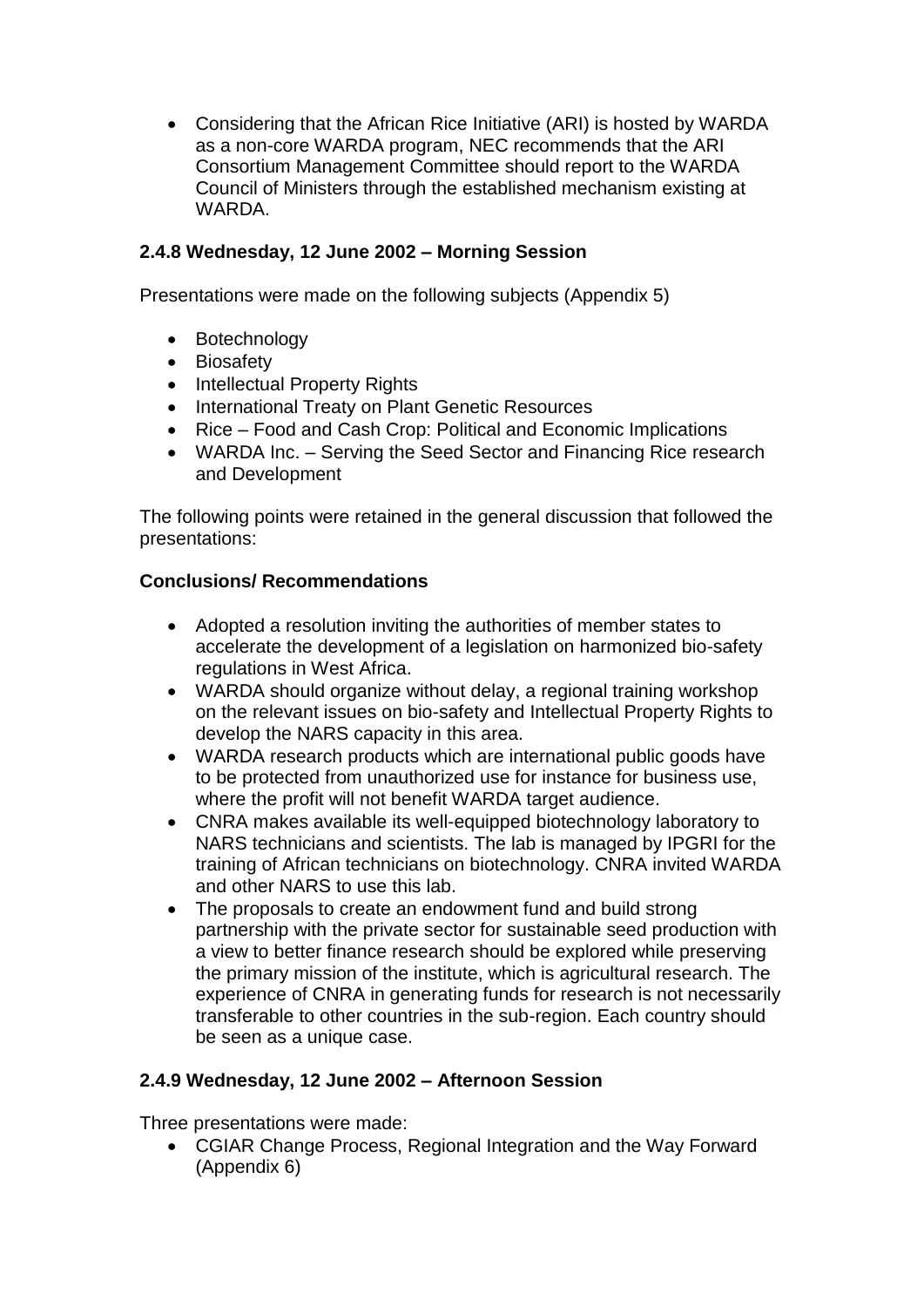- Considering that the African Rice Initiative (ARI) is hosted by WARDA as a non-core WARDA program, NEC recommends that the ARI Consortium Management Committee should report to the WARDA Council of Ministers through the established mechanism existing at WARDA.

### 2.4.8 Wednesday, 12 June 2002 – Morning Session

Presentations were made on the following subjects (Appendix 5)

- Botechnology
- Biosafety
- Intellectual Property Rights
- International Treaty on Plant Genetic Resources
- Rice – Food and Cash Crop: Political and Economic Implications
- WARDA Inc. – Serving the Seed Sector and Financing Rice research and Development

The following points were retained in the general discussion that followed the presentations:

**Conclusions/ Recommendations**

- Adopted a resolution inviting the authorities of member states to accelerate the development of a legislation on harmonized bio-safety regulations in West Africa.
- WARDA should organize without delay, a regional training workshop on the relevant issues on bio-safety and Intellectual Property Rights to develop the NARS capacity in this area.
- WARDA research products which are international public goods have to be protected from unauthorized use for instance for business use, where the profit will not benefit WARDA target audience.
- CNRA makes available its well-equipped biotechnology laboratory to NARS technicians and scientists. The lab is managed by IPGRI for the training of African technicians on biotechnology. CNRA invited WARDA and other NARS to use this lab.
- The proposals to create an endowment fund and build strong partnership with the private sector for sustainable seed production with a view to better finance research should be explored while preserving the primary mission of the institute, which is agricultural research. The experience of CNRA in generating funds for research is not necessarily transferable to other countries in the sub-region. Each country should be seen as a unique case.

### 2.4.9 Wednesday, 12 June 2002 – Afternoon Session

Three presentations were made:

- CGIAR Change Process, Regional Integration and the Way Forward (Appendix 6)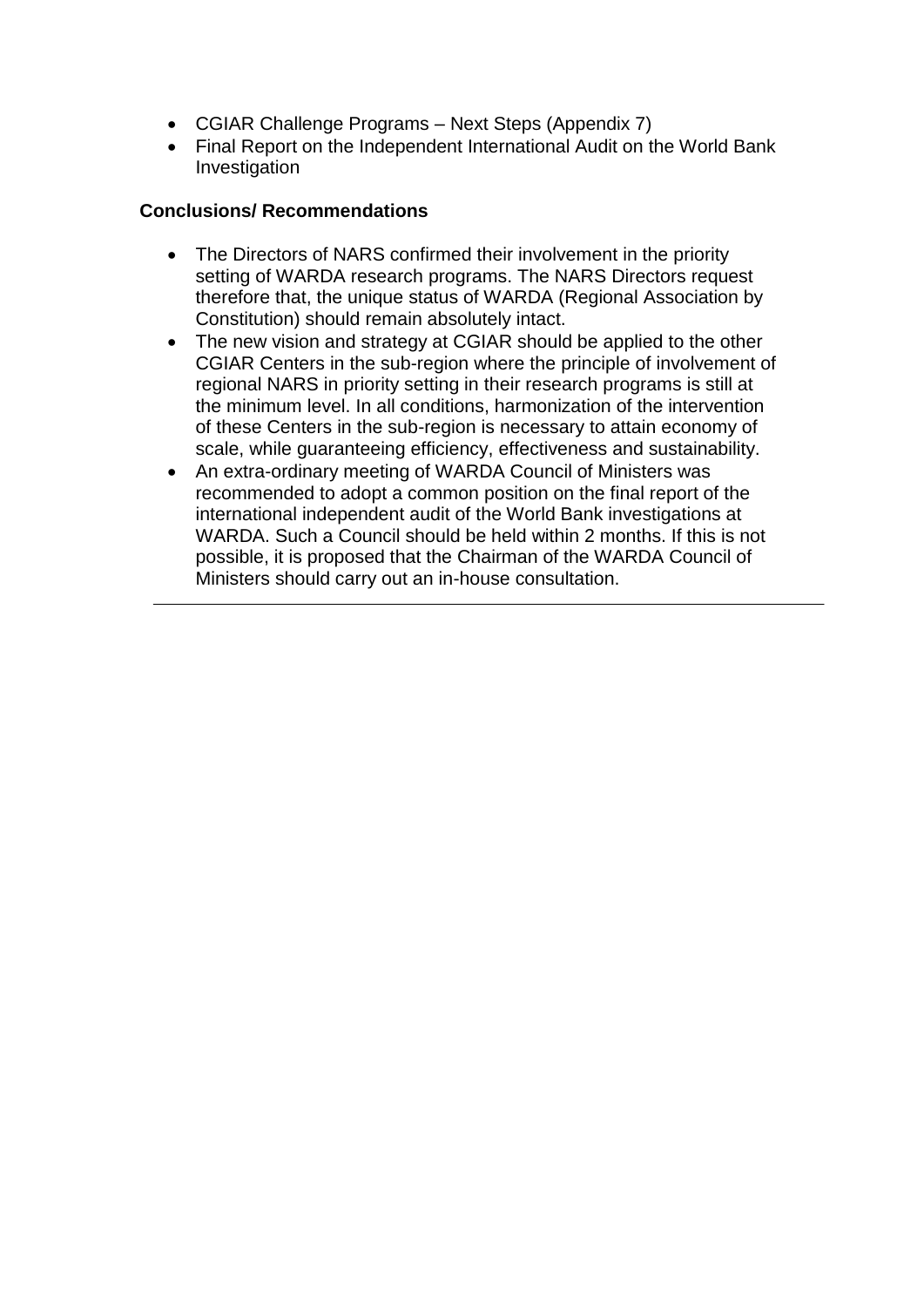- CGIAR Challenge Programs – Next Steps (Appendix 7)
- Final Report on the Independent International Audit on the World Bank Investigation

**Conclusions/ Recommendations**

- The Directors of NARS confirmed their involvement in the priority setting of WARDA research programs. The NARS Directors request therefore that, the unique status of WARDA (Regional Association by Constitution) should remain absolutely intact.
- The new vision and strategy at CGIAR should be applied to the other CGIAR Centers in the sub-region where the principle of involvement of regional NARS in priority setting in their research programs is still at the minimum level. In all conditions, harmonization of the intervention of these Centers in the sub-region is necessary to attain economy of scale, while guaranteeing efficiency, effectiveness and sustainability.
- An extra-ordinary meeting of WARDA Council of Ministers was recommended to adopt a common position on the final report of the international independent audit of the World Bank investigations at WARDA. Such a Council should be held within 2 months. If this is not possible, it is proposed that the Chairman of the WARDA Council of Ministers should carry out an in-house consultation.

---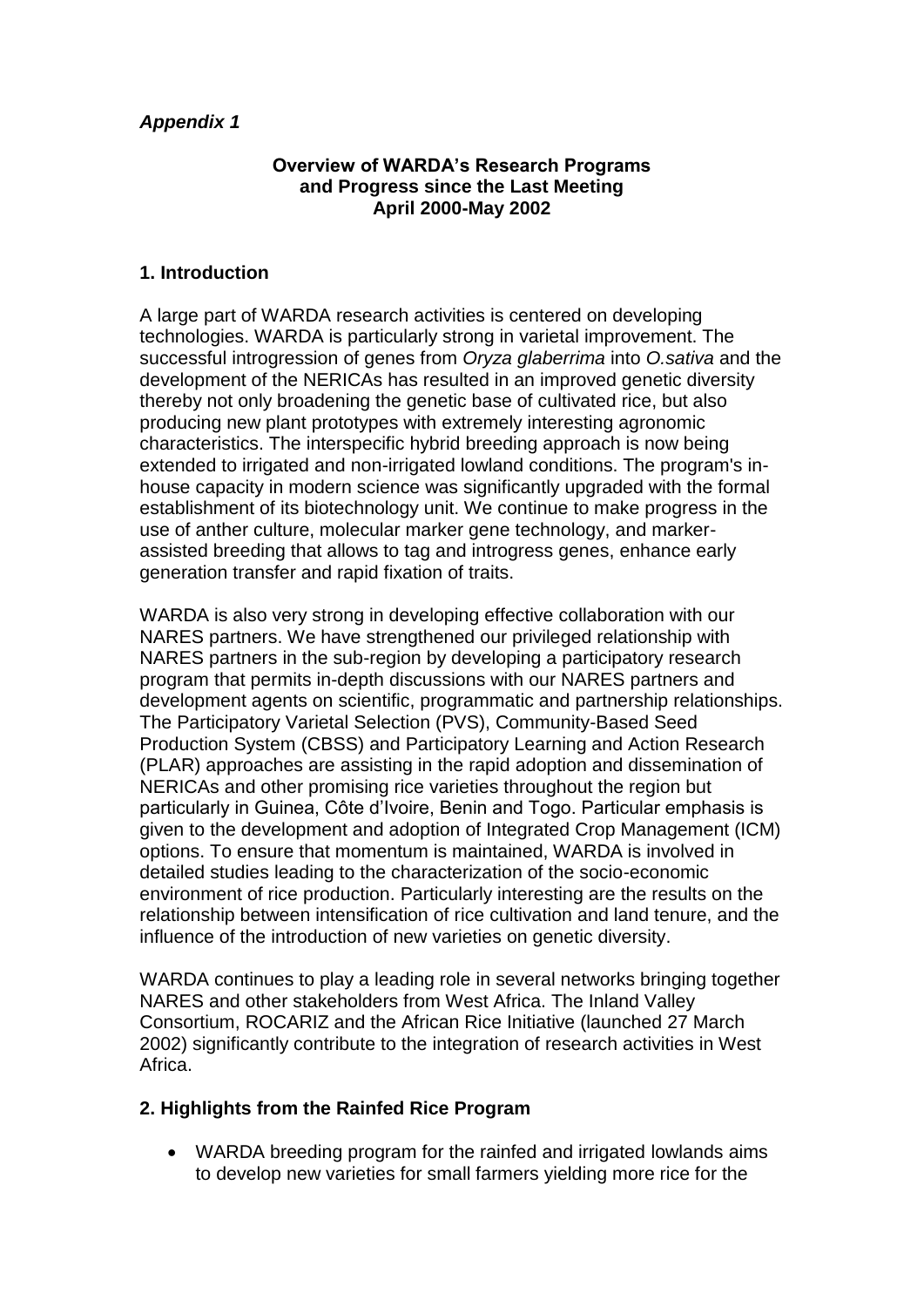## *Appendix 1*

**Overview of WARDA's Research Programs and Progress since the Last Meeting April 2000-May 2002**

### 1. Introduction

A large part of WARDA research activities is centered on developing technologies. WARDA is particularly strong in varietal improvement. The successful introgression of genes from *Oryza glaberrima* into *O.sativa* and the development of the NERICAs has resulted in an improved genetic diversity thereby not only broadening the genetic base of cultivated rice, but also producing new plant prototypes with extremely interesting agronomic characteristics. The interspecific hybrid breeding approach is now being extended to irrigated and non-irrigated lowland conditions. The program's in-house capacity in modern science was significantly upgraded with the formal establishment of its biotechnology unit. We continue to make progress in the use of anther culture, molecular marker gene technology, and marker-assisted breeding that allows to tag and introgress genes, enhance early generation transfer and rapid fixation of traits.

WARDA is also very strong in developing effective collaboration with our NARES partners. We have strengthened our privileged relationship with NARES partners in the sub-region by developing a participatory research program that permits in-depth discussions with our NARES partners and development agents on scientific, programmatic and partnership relationships. The Participatory Varietal Selection (PVS), Community-Based Seed Production System (CBSS) and Participatory Learning and Action Research (PLAR) approaches are assisting in the rapid adoption and dissemination of NERICAs and other promising rice varieties throughout the region but particularly in Guinea, Côte d'Ivoire, Benin and Togo. Particular emphasis is given to the development and adoption of Integrated Crop Management (ICM) options. To ensure that momentum is maintained, WARDA is involved in detailed studies leading to the characterization of the socio-economic environment of rice production. Particularly interesting are the results on the relationship between intensification of rice cultivation and land tenure, and the influence of the introduction of new varieties on genetic diversity.

WARDA continues to play a leading role in several networks bringing together NARES and other stakeholders from West Africa. The Inland Valley Consortium, ROCARIZ and the African Rice Initiative (launched 27 March 2002) significantly contribute to the integration of research activities in West Africa.

### 2. Highlights from the Rainfed Rice Program

- WARDA breeding program for the rainfed and irrigated lowlands aims to develop new varieties for small farmers yielding more rice for the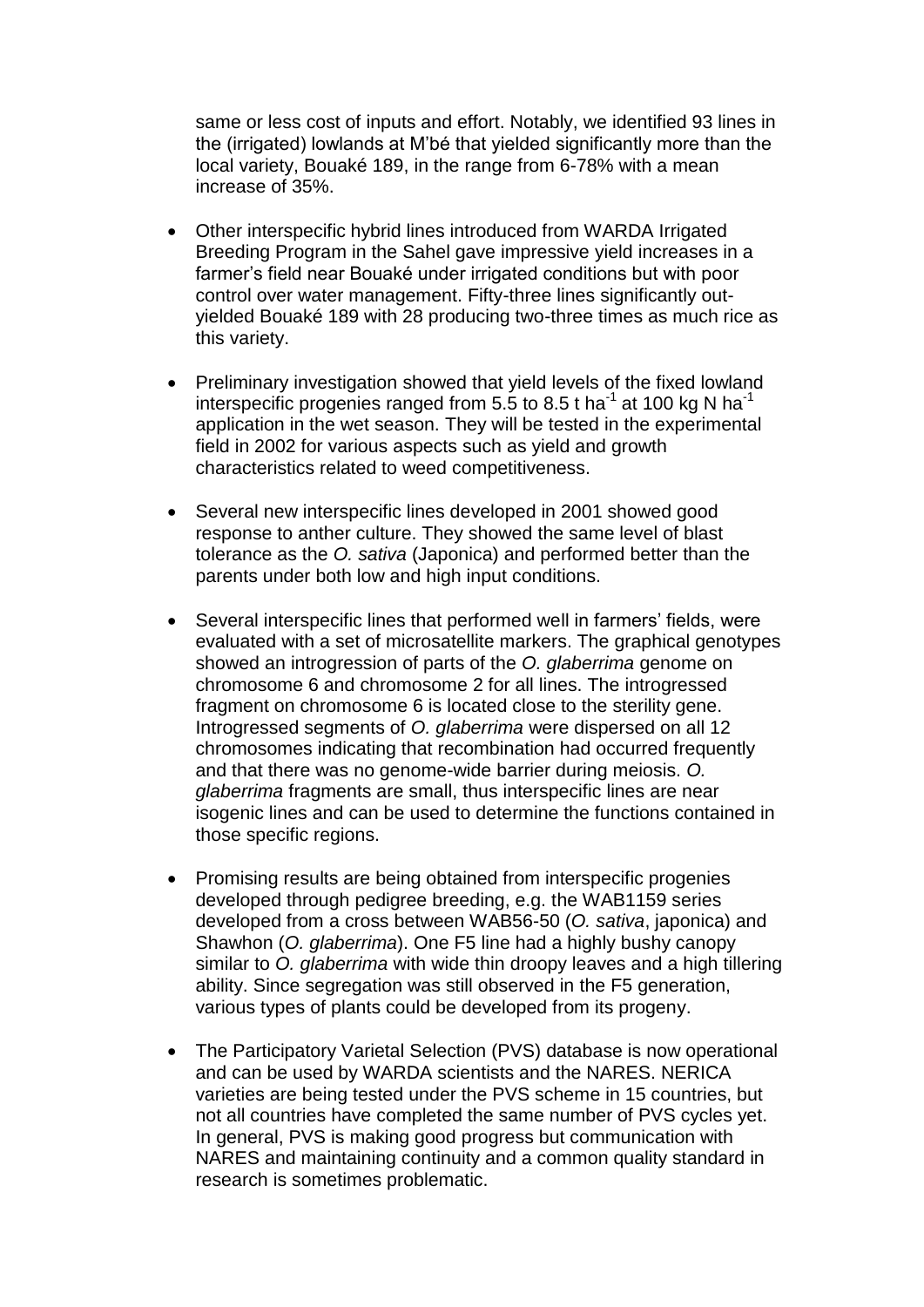same or less cost of inputs and effort. Notably, we identified 93 lines in the (irrigated) lowlands at M'bé that yielded significantly more than the local variety, Bouaké 189, in the range from 6-78% with a mean increase of 35%.

- Other interspecific hybrid lines introduced from WARDA Irrigated Breeding Program in the Sahel gave impressive yield increases in a farmer's field near Bouaké under irrigated conditions but with poor control over water management. Fifty-three lines significantly out-yielded Bouaké 189 with 28 producing two-three times as much rice as this variety.

- Preliminary investigation showed that yield levels of the fixed lowland interspecific progenies ranged from 5.5 to 8.5 t ha$^{-1}$ at 100 kg N ha$^{-1}$ application in the wet season. They will be tested in the experimental field in 2002 for various aspects such as yield and growth characteristics related to weed competitiveness.

- Several new interspecific lines developed in 2001 showed good response to anther culture. They showed the same level of blast tolerance as the *O. sativa* (Japonica) and performed better than the parents under both low and high input conditions.

- Several interspecific lines that performed well in farmers' fields, were evaluated with a set of microsatellite markers. The graphical genotypes showed an introgression of parts of the *O. glaberrima* genome on chromosome 6 and chromosome 2 for all lines. The introgressed fragment on chromosome 6 is located close to the sterility gene. Introgressed segments of *O. glaberrima* were dispersed on all 12 chromosomes indicating that recombination had occurred frequently and that there was no genome-wide barrier during meiosis. *O. glaberrima* fragments are small, thus interspecific lines are near isogenic lines and can be used to determine the functions contained in those specific regions.

- Promising results are being obtained from interspecific progenies developed through pedigree breeding, e.g. the WAB1159 series developed from a cross between WAB56-50 (*O. sativa*, japonica) and Shawhon (*O. glaberrima*). One F5 line had a highly bushy canopy similar to *O. glaberrima* with wide thin droopy leaves and a high tillering ability. Since segregation was still observed in the F5 generation, various types of plants could be developed from its progeny.

- The Participatory Varietal Selection (PVS) database is now operational and can be used by WARDA scientists and the NARES. NERICA varieties are being tested under the PVS scheme in 15 countries, but not all countries have completed the same number of PVS cycles yet. In general, PVS is making good progress but communication with NARES and maintaining continuity and a common quality standard in research is sometimes problematic.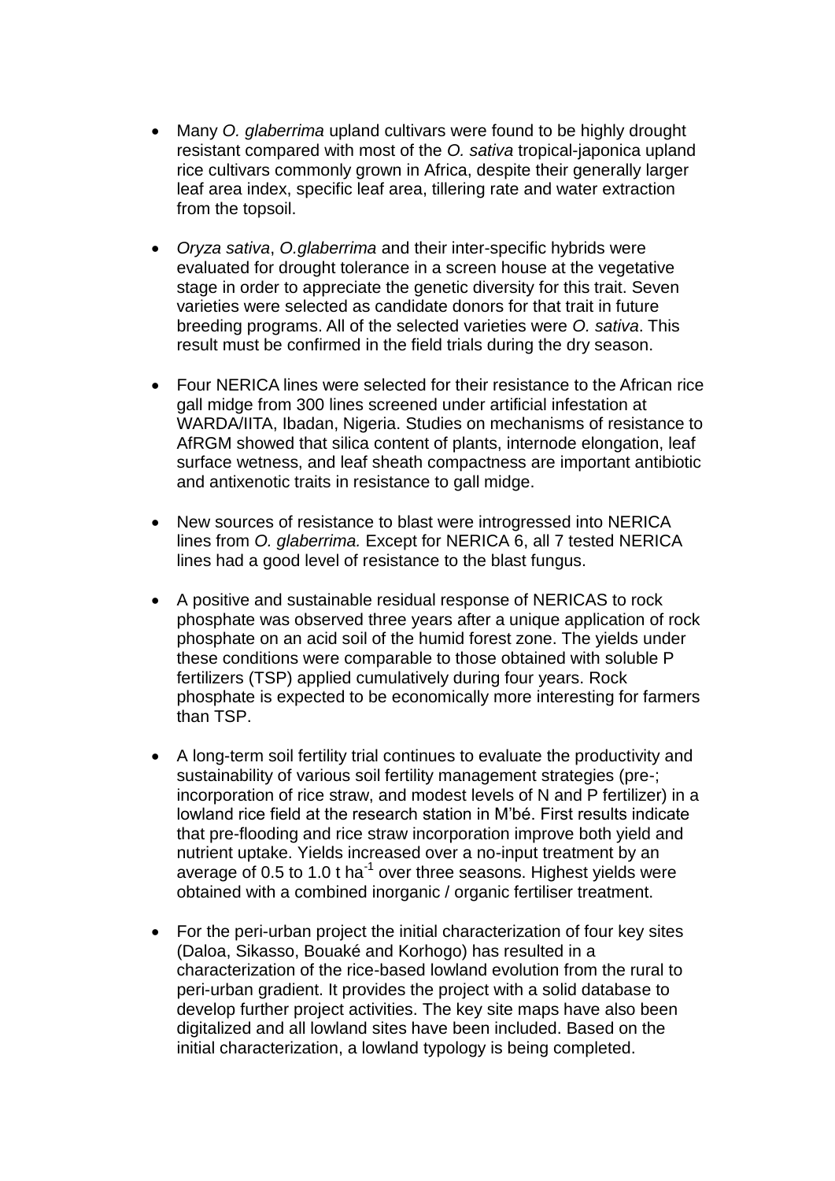- Many *O. glaberrima* upland cultivars were found to be highly drought resistant compared with most of the *O. sativa* tropical-japonica upland rice cultivars commonly grown in Africa, despite their generally larger leaf area index, specific leaf area, tillering rate and water extraction from the topsoil.

- *Oryza sativa*, *O.glaberrima* and their inter-specific hybrids were evaluated for drought tolerance in a screen house at the vegetative stage in order to appreciate the genetic diversity for this trait. Seven varieties were selected as candidate donors for that trait in future breeding programs. All of the selected varieties were *O. sativa*. This result must be confirmed in the field trials during the dry season.

- Four NERICA lines were selected for their resistance to the African rice gall midge from 300 lines screened under artificial infestation at WARDA/IITA, Ibadan, Nigeria. Studies on mechanisms of resistance to AfRGM showed that silica content of plants, internode elongation, leaf surface wetness, and leaf sheath compactness are important antibiotic and antixenotic traits in resistance to gall midge.

- New sources of resistance to blast were introgressed into NERICA lines from *O. glaberrima.* Except for NERICA 6, all 7 tested NERICA lines had a good level of resistance to the blast fungus.

- A positive and sustainable residual response of NERICAS to rock phosphate was observed three years after a unique application of rock phosphate on an acid soil of the humid forest zone. The yields under these conditions were comparable to those obtained with soluble P fertilizers (TSP) applied cumulatively during four years. Rock phosphate is expected to be economically more interesting for farmers than TSP.

- A long-term soil fertility trial continues to evaluate the productivity and sustainability of various soil fertility management strategies (pre-; incorporation of rice straw, and modest levels of N and P fertilizer) in a lowland rice field at the research station in M'bé. First results indicate that pre-flooding and rice straw incorporation improve both yield and nutrient uptake. Yields increased over a no-input treatment by an average of 0.5 to 1.0 t $ha^{-1}$ over three seasons. Highest yields were obtained with a combined inorganic / organic fertiliser treatment.

- For the peri-urban project the initial characterization of four key sites (Daloa, Sikasso, Bouaké and Korhogo) has resulted in a characterization of the rice-based lowland evolution from the rural to peri-urban gradient. It provides the project with a solid database to develop further project activities. The key site maps have also been digitalized and all lowland sites have been included. Based on the initial characterization, a lowland typology is being completed.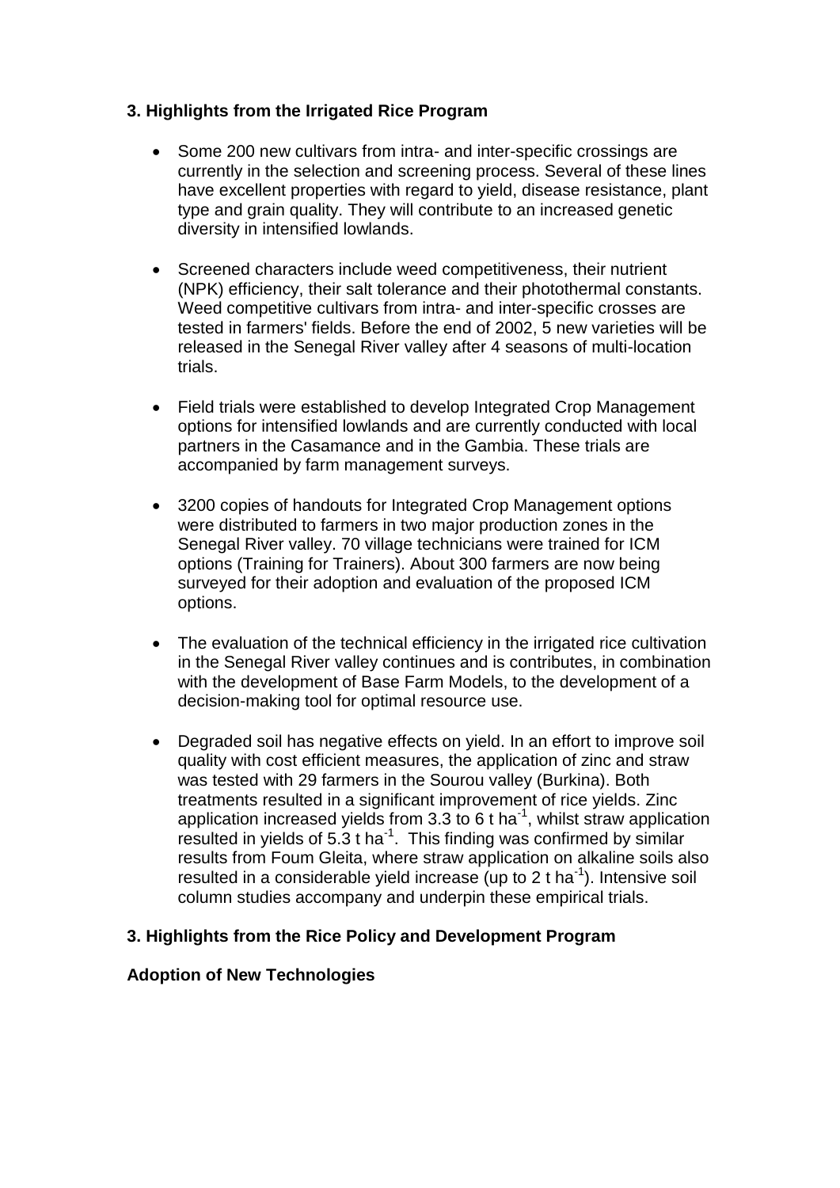### 3. Highlights from the Irrigated Rice Program

- Some 200 new cultivars from intra- and inter-specific crossings are currently in the selection and screening process. Several of these lines have excellent properties with regard to yield, disease resistance, plant type and grain quality. They will contribute to an increased genetic diversity in intensified lowlands.

- Screened characters include weed competitiveness, their nutrient (NPK) efficiency, their salt tolerance and their photothermal constants. Weed competitive cultivars from intra- and inter-specific crosses are tested in farmers' fields. Before the end of 2002, 5 new varieties will be released in the Senegal River valley after 4 seasons of multi-location trials.

- Field trials were established to develop Integrated Crop Management options for intensified lowlands and are currently conducted with local partners in the Casamance and in the Gambia. These trials are accompanied by farm management surveys.

- 3200 copies of handouts for Integrated Crop Management options were distributed to farmers in two major production zones in the Senegal River valley. 70 village technicians were trained for ICM options (Training for Trainers). About 300 farmers are now being surveyed for their adoption and evaluation of the proposed ICM options.

- The evaluation of the technical efficiency in the irrigated rice cultivation in the Senegal River valley continues and is contributes, in combination with the development of Base Farm Models, to the development of a decision-making tool for optimal resource use.

- Degraded soil has negative effects on yield. In an effort to improve soil quality with cost efficient measures, the application of zinc and straw was tested with 29 farmers in the Sourou valley (Burkina). Both treatments resulted in a significant improvement of rice yields. Zinc application increased yields from 3.3 to 6 t $ha^{-1}$, whilst straw application resulted in yields of 5.3 t $ha^{-1}$. This finding was confirmed by similar results from Foum Gleita, where straw application on alkaline soils also resulted in a considerable yield increase (up to 2 t $ha^{-1}$). Intensive soil column studies accompany and underpin these empirical trials.

### 3. Highlights from the Rice Policy and Development Program

**Adoption of New Technologies**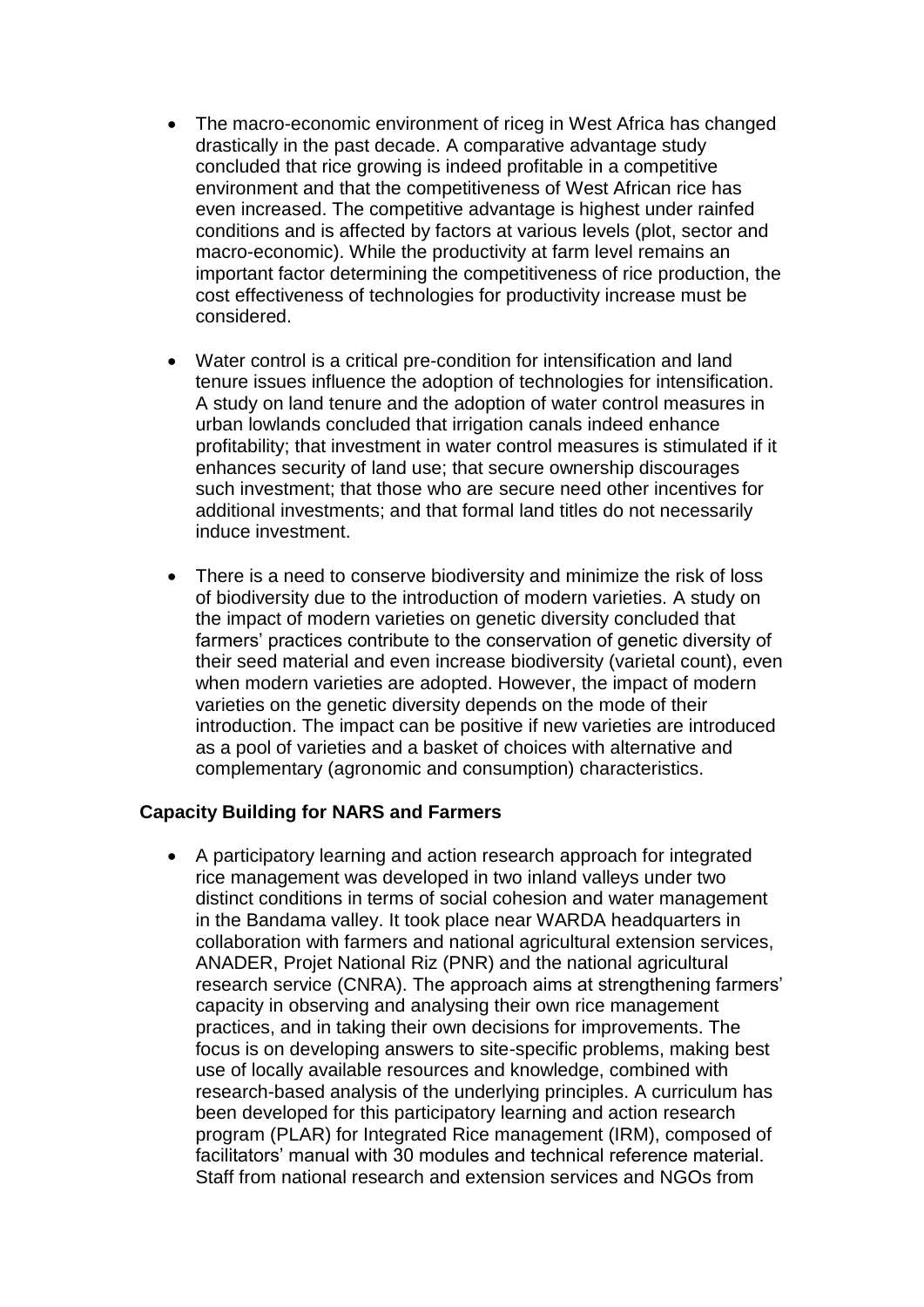- The macro-economic environment of riceg in West Africa has changed drastically in the past decade. A comparative advantage study concluded that rice growing is indeed profitable in a competitive environment and that the competitiveness of West African rice has even increased. The competitive advantage is highest under rainfed conditions and is affected by factors at various levels (plot, sector and macro-economic). While the productivity at farm level remains an important factor determining the competitiveness of rice production, the cost effectiveness of technologies for productivity increase must be considered.

- Water control is a critical pre-condition for intensification and land tenure issues influence the adoption of technologies for intensification. A study on land tenure and the adoption of water control measures in urban lowlands concluded that irrigation canals indeed enhance profitability; that investment in water control measures is stimulated if it enhances security of land use; that secure ownership discourages such investment; that those who are secure need other incentives for additional investments; and that formal land titles do not necessarily induce investment.

- There is a need to conserve biodiversity and minimize the risk of loss of biodiversity due to the introduction of modern varieties. A study on the impact of modern varieties on genetic diversity concluded that farmers' practices contribute to the conservation of genetic diversity of their seed material and even increase biodiversity (varietal count), even when modern varieties are adopted. However, the impact of modern varieties on the genetic diversity depends on the mode of their introduction. The impact can be positive if new varieties are introduced as a pool of varieties and a basket of choices with alternative and complementary (agronomic and consumption) characteristics.

**Capacity Building for NARS and Farmers**

- A participatory learning and action research approach for integrated rice management was developed in two inland valleys under two distinct conditions in terms of social cohesion and water management in the Bandama valley. It took place near WARDA headquarters in collaboration with farmers and national agricultural extension services, ANADER, Projet National Riz (PNR) and the national agricultural research service (CNRA). The approach aims at strengthening farmers' capacity in observing and analysing their own rice management practices, and in taking their own decisions for improvements. The focus is on developing answers to site-specific problems, making best use of locally available resources and knowledge, combined with research-based analysis of the underlying principles. A curriculum has been developed for this participatory learning and action research program (PLAR) for Integrated Rice management (IRM), composed of facilitators' manual with 30 modules and technical reference material. Staff from national research and extension services and NGOs from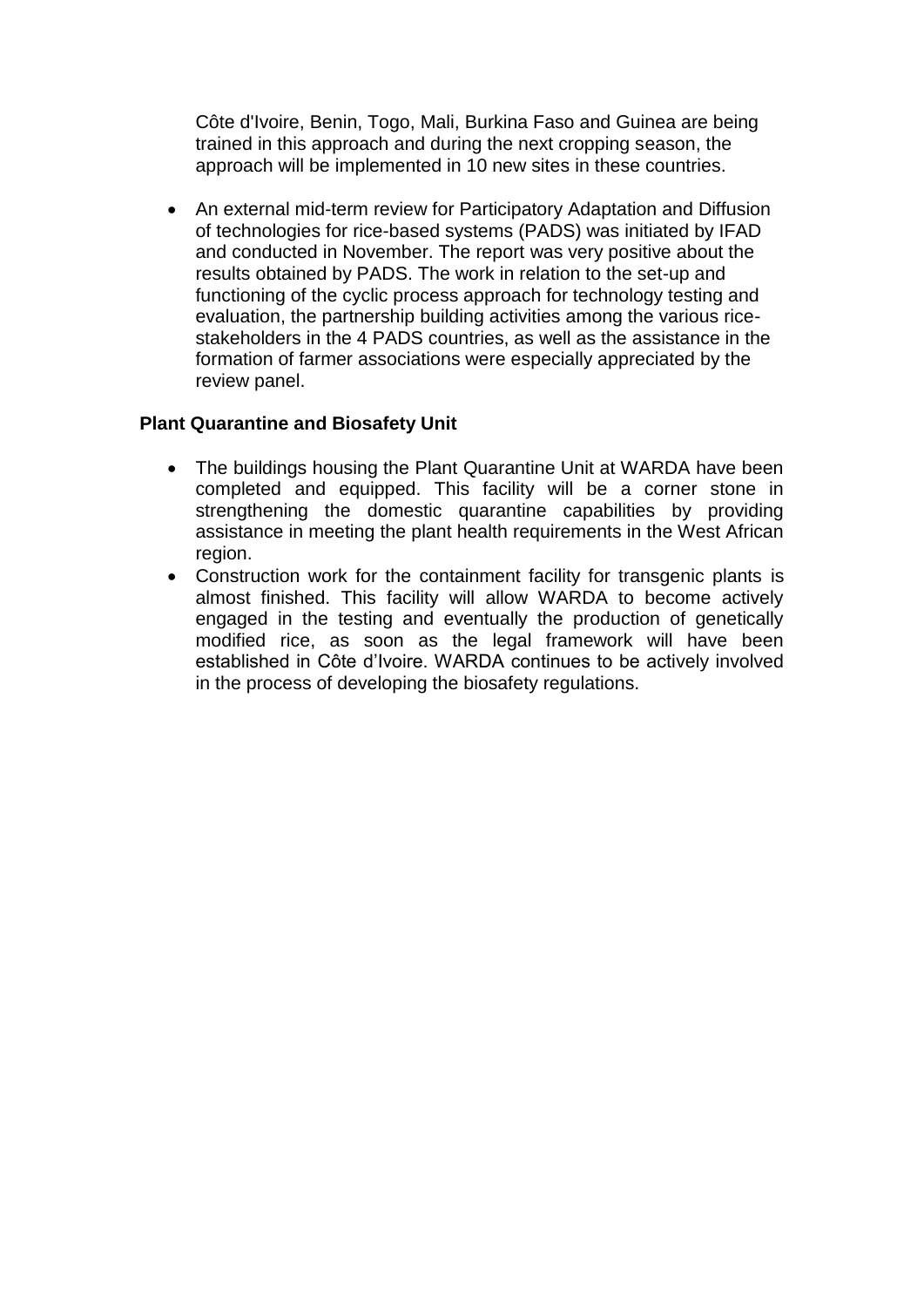Côte d'Ivoire, Benin, Togo, Mali, Burkina Faso and Guinea are being trained in this approach and during the next cropping season, the approach will be implemented in 10 new sites in these countries.

- An external mid-term review for Participatory Adaptation and Diffusion of technologies for rice-based systems (PADS) was initiated by IFAD and conducted in November. The report was very positive about the results obtained by PADS. The work in relation to the set-up and functioning of the cyclic process approach for technology testing and evaluation, the partnership building activities among the various rice-stakeholders in the 4 PADS countries, as well as the assistance in the formation of farmer associations were especially appreciated by the review panel.

**Plant Quarantine and Biosafety Unit**

- The buildings housing the Plant Quarantine Unit at WARDA have been completed and equipped. This facility will be a corner stone in strengthening the domestic quarantine capabilities by providing assistance in meeting the plant health requirements in the West African region.
- Construction work for the containment facility for transgenic plants is almost finished. This facility will allow WARDA to become actively engaged in the testing and eventually the production of genetically modified rice, as soon as the legal framework will have been established in Côte d'Ivoire. WARDA continues to be actively involved in the process of developing the biosafety regulations.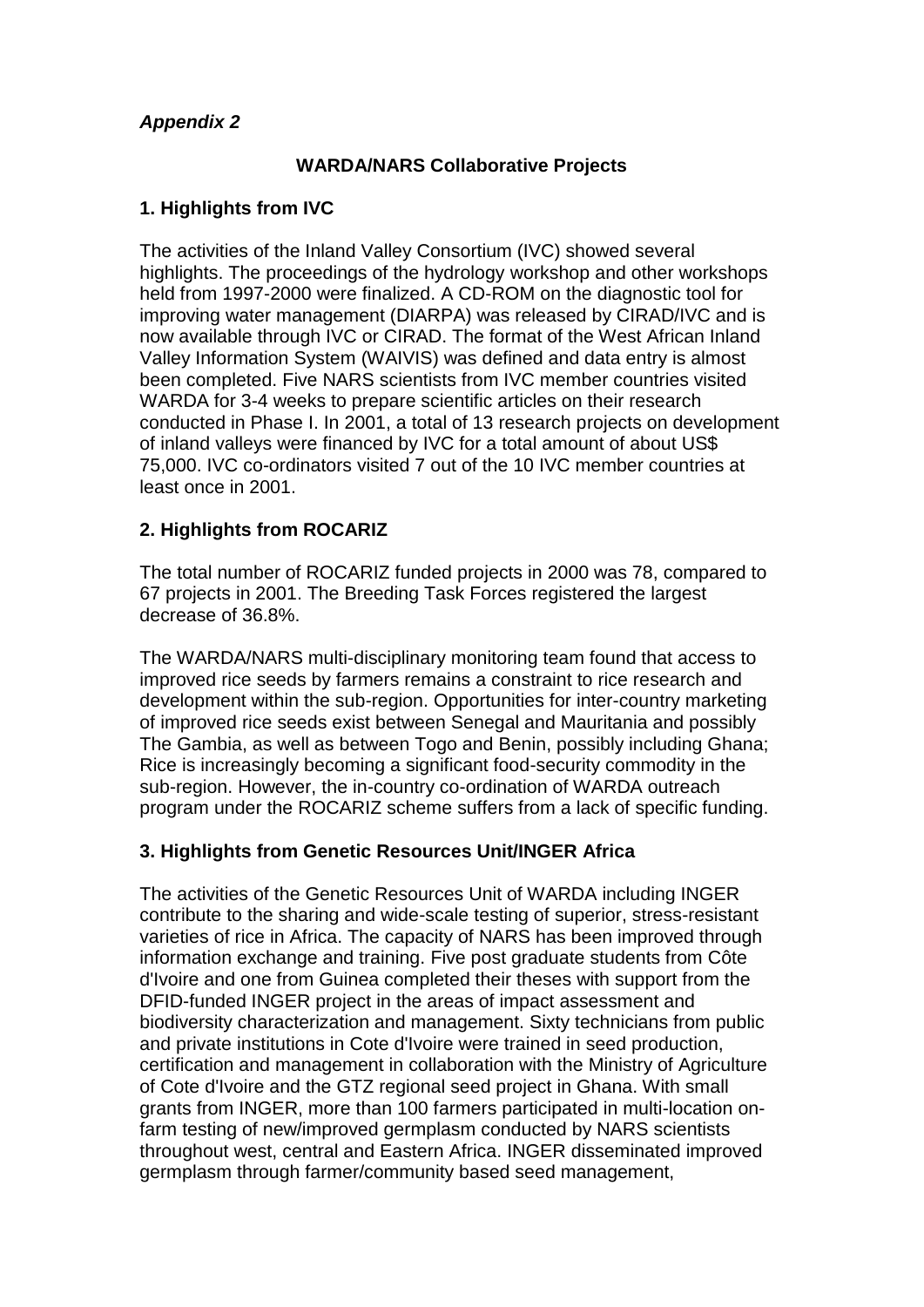***Appendix 2***

## WARDA/NARS Collaborative Projects

### 1. Highlights from IVC

The activities of the Inland Valley Consortium (IVC) showed several highlights. The proceedings of the hydrology workshop and other workshops held from 1997-2000 were finalized. A CD-ROM on the diagnostic tool for improving water management (DIARPA) was released by CIRAD/IVC and is now available through IVC or CIRAD. The format of the West African Inland Valley Information System (WAIVIS) was defined and data entry is almost been completed. Five NARS scientists from IVC member countries visited WARDA for 3-4 weeks to prepare scientific articles on their research conducted in Phase I. In 2001, a total of 13 research projects on development of inland valleys were financed by IVC for a total amount of about US$ 75,000. IVC co-ordinators visited 7 out of the 10 IVC member countries at least once in 2001.

### 2. Highlights from ROCARIZ

The total number of ROCARIZ funded projects in 2000 was 78, compared to 67 projects in 2001. The Breeding Task Forces registered the largest decrease of 36.8%.

The WARDA/NARS multi-disciplinary monitoring team found that access to improved rice seeds by farmers remains a constraint to rice research and development within the sub-region. Opportunities for inter-country marketing of improved rice seeds exist between Senegal and Mauritania and possibly The Gambia, as well as between Togo and Benin, possibly including Ghana; Rice is increasingly becoming a significant food-security commodity in the sub-region. However, the in-country co-ordination of WARDA outreach program under the ROCARIZ scheme suffers from a lack of specific funding.

### 3. Highlights from Genetic Resources Unit/INGER Africa

The activities of the Genetic Resources Unit of WARDA including INGER contribute to the sharing and wide-scale testing of superior, stress-resistant varieties of rice in Africa. The capacity of NARS has been improved through information exchange and training. Five post graduate students from Côte d'Ivoire and one from Guinea completed their theses with support from the DFID-funded INGER project in the areas of impact assessment and biodiversity characterization and management. Sixty technicians from public and private institutions in Cote d'Ivoire were trained in seed production, certification and management in collaboration with the Ministry of Agriculture of Cote d'Ivoire and the GTZ regional seed project in Ghana. With small grants from INGER, more than 100 farmers participated in multi-location on-farm testing of new/improved germplasm conducted by NARS scientists throughout west, central and Eastern Africa. INGER disseminated improved germplasm through farmer/community based seed management,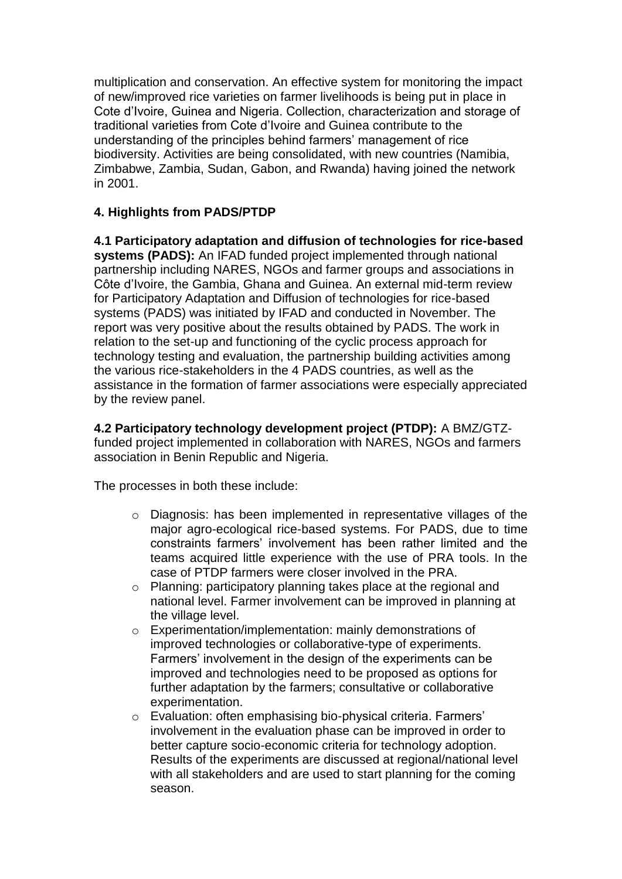multiplication and conservation. An effective system for monitoring the impact of new/improved rice varieties on farmer livelihoods is being put in place in Cote d'Ivoire, Guinea and Nigeria. Collection, characterization and storage of traditional varieties from Cote d'Ivoire and Guinea contribute to the understanding of the principles behind farmers' management of rice biodiversity. Activities are being consolidated, with new countries (Namibia, Zimbabwe, Zambia, Sudan, Gabon, and Rwanda) having joined the network in 2001.

## 4. Highlights from PADS/PTDP

**4.1 Participatory adaptation and diffusion of technologies for rice-based systems (PADS):** An IFAD funded project implemented through national partnership including NARES, NGOs and farmer groups and associations in Côte d'Ivoire, the Gambia, Ghana and Guinea. An external mid-term review for Participatory Adaptation and Diffusion of technologies for rice-based systems (PADS) was initiated by IFAD and conducted in November. The report was very positive about the results obtained by PADS. The work in relation to the set-up and functioning of the cyclic process approach for technology testing and evaluation, the partnership building activities among the various rice-stakeholders in the 4 PADS countries, as well as the assistance in the formation of farmer associations were especially appreciated by the review panel.

**4.2 Participatory technology development project (PTDP):** A BMZ/GTZ-funded project implemented in collaboration with NARES, NGOs and farmers association in Benin Republic and Nigeria.

The processes in both these include:

- Diagnosis: has been implemented in representative villages of the major agro-ecological rice-based systems. For PADS, due to time constraints farmers' involvement has been rather limited and the teams acquired little experience with the use of PRA tools. In the case of PTDP farmers were closer involved in the PRA.
- Planning: participatory planning takes place at the regional and national level. Farmer involvement can be improved in planning at the village level.
- Experimentation/implementation: mainly demonstrations of improved technologies or collaborative-type of experiments. Farmers' involvement in the design of the experiments can be improved and technologies need to be proposed as options for further adaptation by the farmers; consultative or collaborative experimentation.
- Evaluation: often emphasising bio-physical criteria. Farmers' involvement in the evaluation phase can be improved in order to better capture socio-economic criteria for technology adoption. Results of the experiments are discussed at regional/national level with all stakeholders and are used to start planning for the coming season.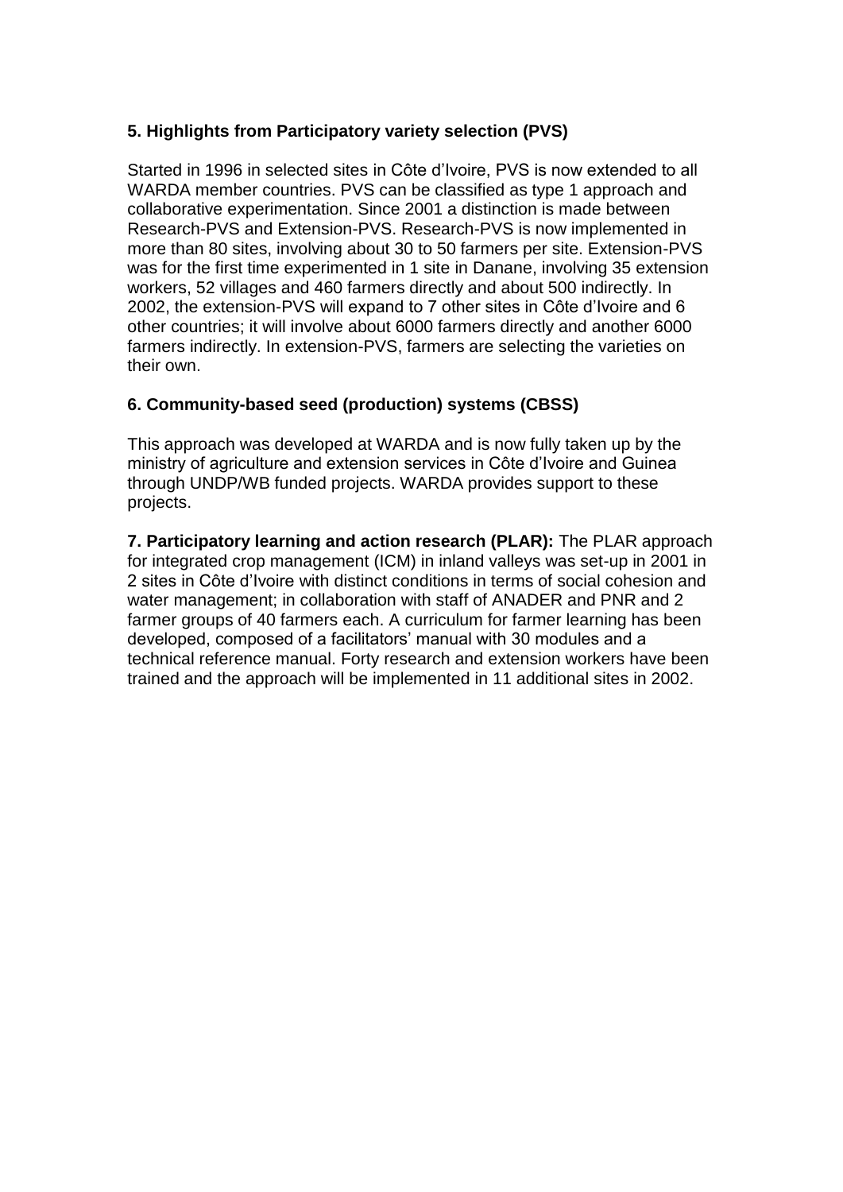### 5. Highlights from Participatory variety selection (PVS)

Started in 1996 in selected sites in Côte d'Ivoire, PVS is now extended to all WARDA member countries. PVS can be classified as type 1 approach and collaborative experimentation. Since 2001 a distinction is made between Research-PVS and Extension-PVS. Research-PVS is now implemented in more than 80 sites, involving about 30 to 50 farmers per site. Extension-PVS was for the first time experimented in 1 site in Danane, involving 35 extension workers, 52 villages and 460 farmers directly and about 500 indirectly. In 2002, the extension-PVS will expand to 7 other sites in Côte d'Ivoire and 6 other countries; it will involve about 6000 farmers directly and another 6000 farmers indirectly. In extension-PVS, farmers are selecting the varieties on their own.

### 6. Community-based seed (production) systems (CBSS)

This approach was developed at WARDA and is now fully taken up by the ministry of agriculture and extension services in Côte d'Ivoire and Guinea through UNDP/WB funded projects. WARDA provides support to these projects.

**7. Participatory learning and action research (PLAR):** The PLAR approach for integrated crop management (ICM) in inland valleys was set-up in 2001 in 2 sites in Côte d'Ivoire with distinct conditions in terms of social cohesion and water management; in collaboration with staff of ANADER and PNR and 2 farmer groups of 40 farmers each. A curriculum for farmer learning has been developed, composed of a facilitators' manual with 30 modules and a technical reference manual. Forty research and extension workers have been trained and the approach will be implemented in 11 additional sites in 2002.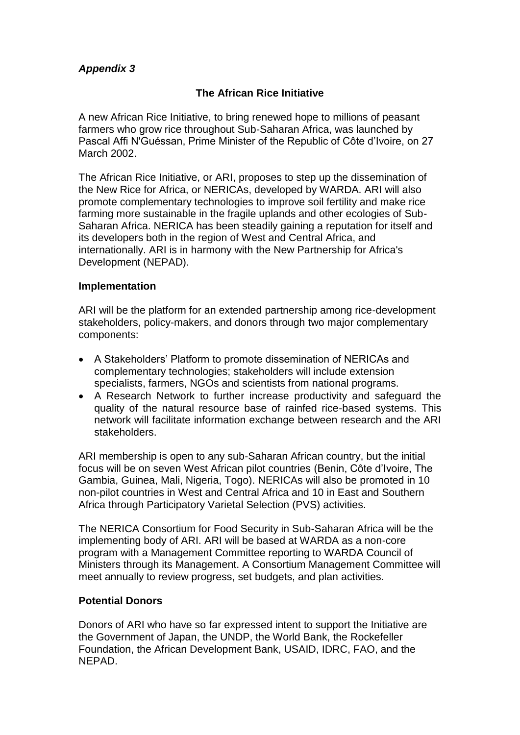*Appendix 3*

## The African Rice Initiative

A new African Rice Initiative, to bring renewed hope to millions of peasant farmers who grow rice throughout Sub-Saharan Africa, was launched by Pascal Affi N'Guéssan, Prime Minister of the Republic of Côte d'Ivoire, on 27 March 2002.

The African Rice Initiative, or ARI, proposes to step up the dissemination of the New Rice for Africa, or NERICAs, developed by WARDA. ARI will also promote complementary technologies to improve soil fertility and make rice farming more sustainable in the fragile uplands and other ecologies of Sub-Saharan Africa. NERICA has been steadily gaining a reputation for itself and its developers both in the region of West and Central Africa, and internationally. ARI is in harmony with the New Partnership for Africa's Development (NEPAD).

### Implementation

ARI will be the platform for an extended partnership among rice-development stakeholders, policy-makers, and donors through two major complementary components:

- A Stakeholders' Platform to promote dissemination of NERICAs and complementary technologies; stakeholders will include extension specialists, farmers, NGOs and scientists from national programs.
- A Research Network to further increase productivity and safeguard the quality of the natural resource base of rainfed rice-based systems. This network will facilitate information exchange between research and the ARI stakeholders.

ARI membership is open to any sub-Saharan African country, but the initial focus will be on seven West African pilot countries (Benin, Côte d'Ivoire, The Gambia, Guinea, Mali, Nigeria, Togo). NERICAs will also be promoted in 10 non-pilot countries in West and Central Africa and 10 in East and Southern Africa through Participatory Varietal Selection (PVS) activities.

The NERICA Consortium for Food Security in Sub-Saharan Africa will be the implementing body of ARI. ARI will be based at WARDA as a non-core program with a Management Committee reporting to WARDA Council of Ministers through its Management. A Consortium Management Committee will meet annually to review progress, set budgets, and plan activities.

### Potential Donors

Donors of ARI who have so far expressed intent to support the Initiative are the Government of Japan, the UNDP, the World Bank, the Rockefeller Foundation, the African Development Bank, USAID, IDRC, FAO, and the NEPAD.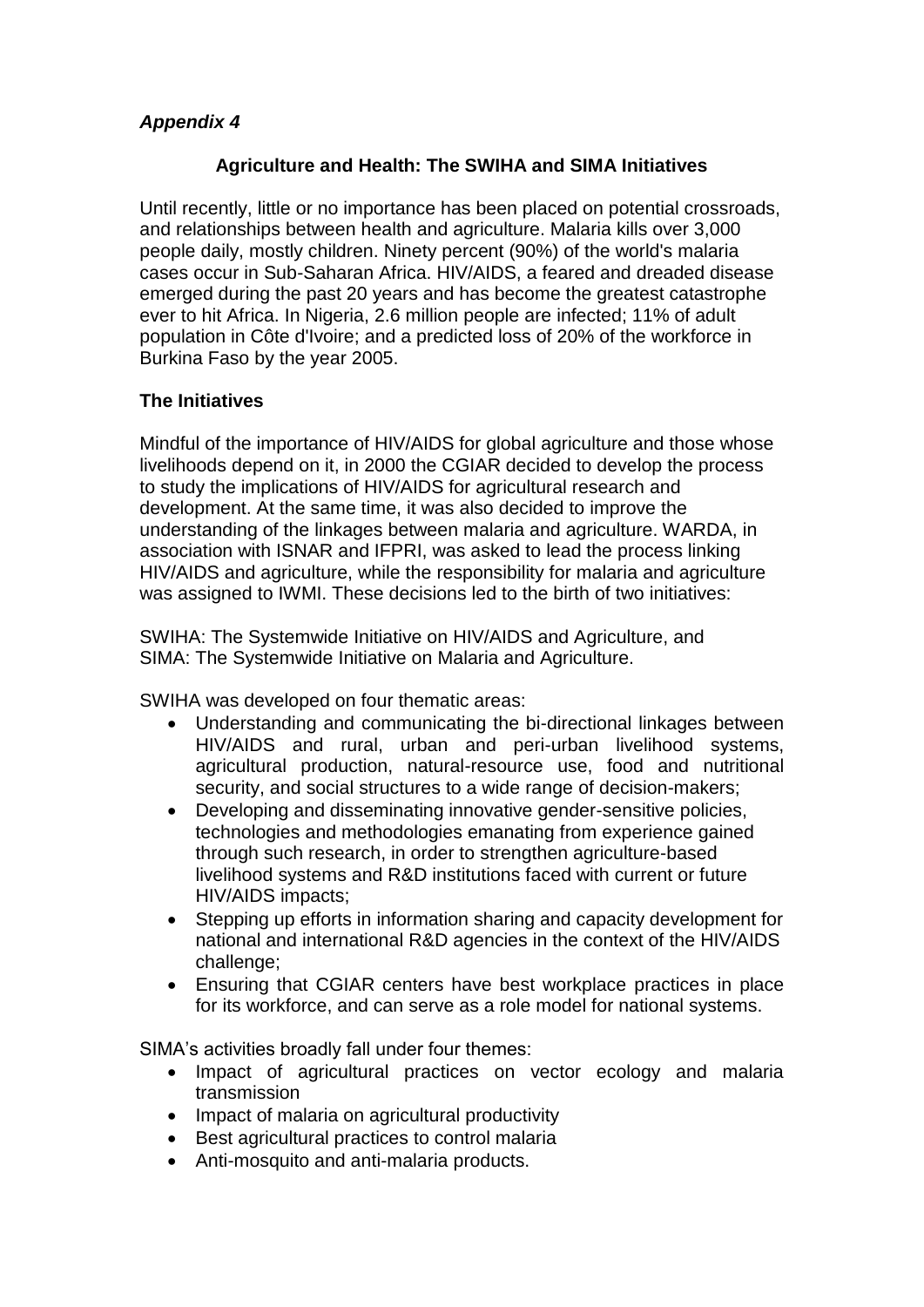*Appendix 4*

## Agriculture and Health: The SWIHA and SIMA Initiatives

Until recently, little or no importance has been placed on potential crossroads, and relationships between health and agriculture. Malaria kills over 3,000 people daily, mostly children. Ninety percent (90%) of the world's malaria cases occur in Sub-Saharan Africa. HIV/AIDS, a feared and dreaded disease emerged during the past 20 years and has become the greatest catastrophe ever to hit Africa. In Nigeria, 2.6 million people are infected; 11% of adult population in Côte d'Ivoire; and a predicted loss of 20% of the workforce in Burkina Faso by the year 2005.

### The Initiatives

Mindful of the importance of HIV/AIDS for global agriculture and those whose livelihoods depend on it, in 2000 the CGIAR decided to develop the process to study the implications of HIV/AIDS for agricultural research and development. At the same time, it was also decided to improve the understanding of the linkages between malaria and agriculture. WARDA, in association with ISNAR and IFPRI, was asked to lead the process linking HIV/AIDS and agriculture, while the responsibility for malaria and agriculture was assigned to IWMI. These decisions led to the birth of two initiatives:

SWIHA: The Systemwide Initiative on HIV/AIDS and Agriculture, and
SIMA: The Systemwide Initiative on Malaria and Agriculture.

SWIHA was developed on four thematic areas:

- Understanding and communicating the bi-directional linkages between HIV/AIDS and rural, urban and peri-urban livelihood systems, agricultural production, natural-resource use, food and nutritional security, and social structures to a wide range of decision-makers;
- Developing and disseminating innovative gender-sensitive policies, technologies and methodologies emanating from experience gained through such research, in order to strengthen agriculture-based livelihood systems and R&D institutions faced with current or future HIV/AIDS impacts;
- Stepping up efforts in information sharing and capacity development for national and international R&D agencies in the context of the HIV/AIDS challenge;
- Ensuring that CGIAR centers have best workplace practices in place for its workforce, and can serve as a role model for national systems.

SIMA's activities broadly fall under four themes:

- Impact of agricultural practices on vector ecology and malaria transmission
- Impact of malaria on agricultural productivity
- Best agricultural practices to control malaria
- Anti-mosquito and anti-malaria products.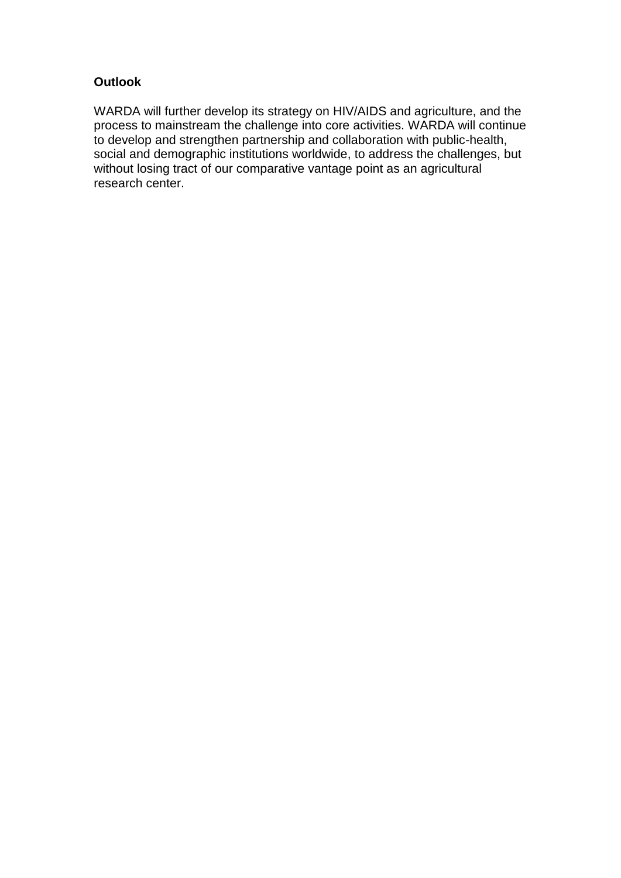**Outlook**

WARDA will further develop its strategy on HIV/AIDS and agriculture, and the process to mainstream the challenge into core activities. WARDA will continue to develop and strengthen partnership and collaboration with public-health, social and demographic institutions worldwide, to address the challenges, but without losing tract of our comparative vantage point as an agricultural research center.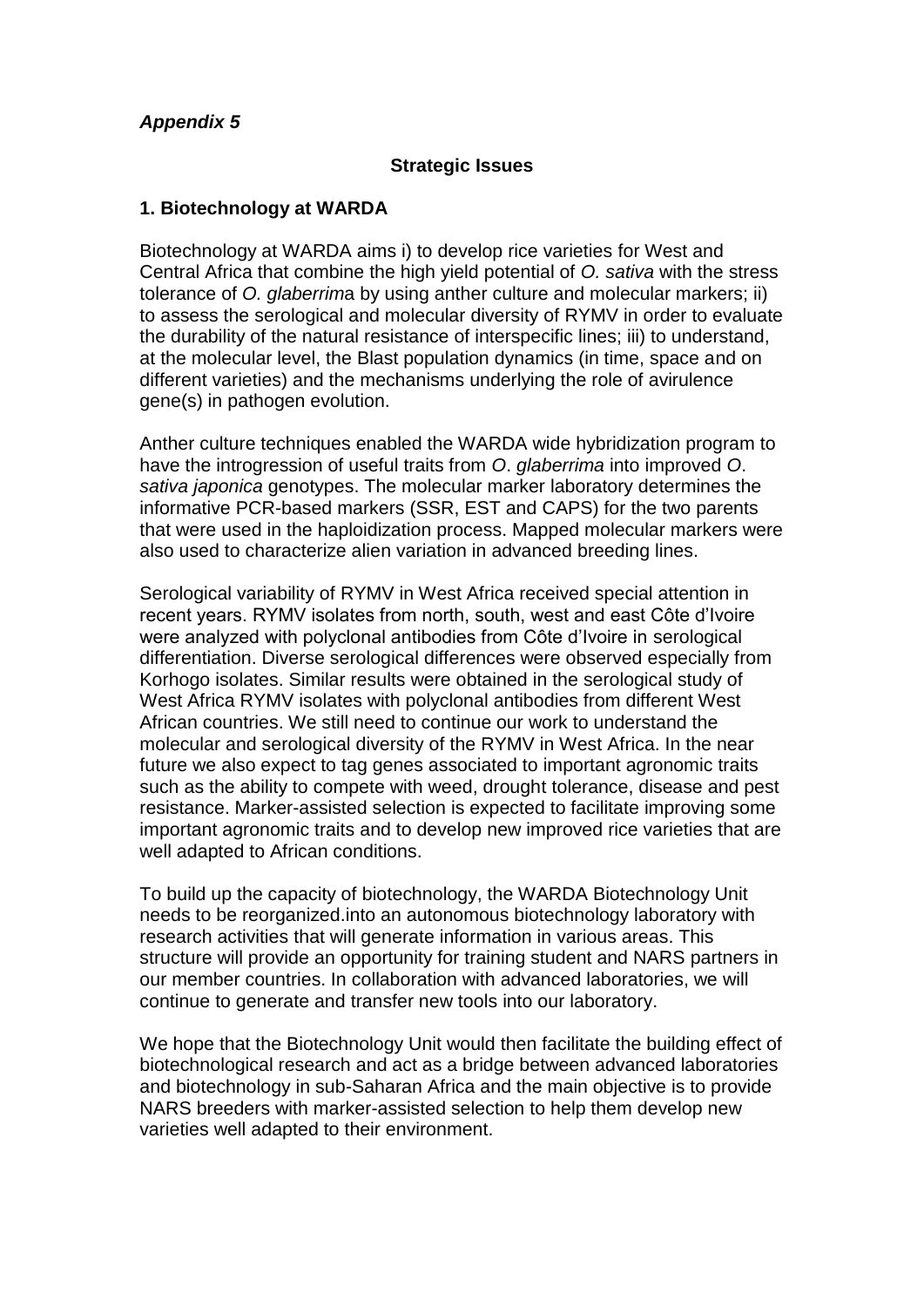***Appendix 5***

**Strategic Issues**

**1. Biotechnology at WARDA**

Biotechnology at WARDA aims i) to develop rice varieties for West and Central Africa that combine the high yield potential of *O. sativa* with the stress tolerance of *O. glaberrim*a by using anther culture and molecular markers; ii) to assess the serological and molecular diversity of RYMV in order to evaluate the durability of the natural resistance of interspecific lines; iii) to understand, at the molecular level, the Blast population dynamics (in time, space and on different varieties) and the mechanisms underlying the role of avirulence gene(s) in pathogen evolution.

Anther culture techniques enabled the WARDA wide hybridization program to have the introgression of useful traits from *O*. *glaberrima* into improved *O*. *sativa japonica* genotypes. The molecular marker laboratory determines the informative PCR-based markers (SSR, EST and CAPS) for the two parents that were used in the haploidization process. Mapped molecular markers were also used to characterize alien variation in advanced breeding lines.

Serological variability of RYMV in West Africa received special attention in recent years. RYMV isolates from north, south, west and east Côte d'Ivoire were analyzed with polyclonal antibodies from Côte d'Ivoire in serological differentiation. Diverse serological differences were observed especially from Korhogo isolates. Similar results were obtained in the serological study of West Africa RYMV isolates with polyclonal antibodies from different West African countries. We still need to continue our work to understand the molecular and serological diversity of the RYMV in West Africa. In the near future we also expect to tag genes associated to important agronomic traits such as the ability to compete with weed, drought tolerance, disease and pest resistance. Marker-assisted selection is expected to facilitate improving some important agronomic traits and to develop new improved rice varieties that are well adapted to African conditions.

To build up the capacity of biotechnology, the WARDA Biotechnology Unit needs to be reorganized.into an autonomous biotechnology laboratory with research activities that will generate information in various areas. This structure will provide an opportunity for training student and NARS partners in our member countries. In collaboration with advanced laboratories, we will continue to generate and transfer new tools into our laboratory.

We hope that the Biotechnology Unit would then facilitate the building effect of biotechnological research and act as a bridge between advanced laboratories and biotechnology in sub-Saharan Africa and the main objective is to provide NARS breeders with marker-assisted selection to help them develop new varieties well adapted to their environment.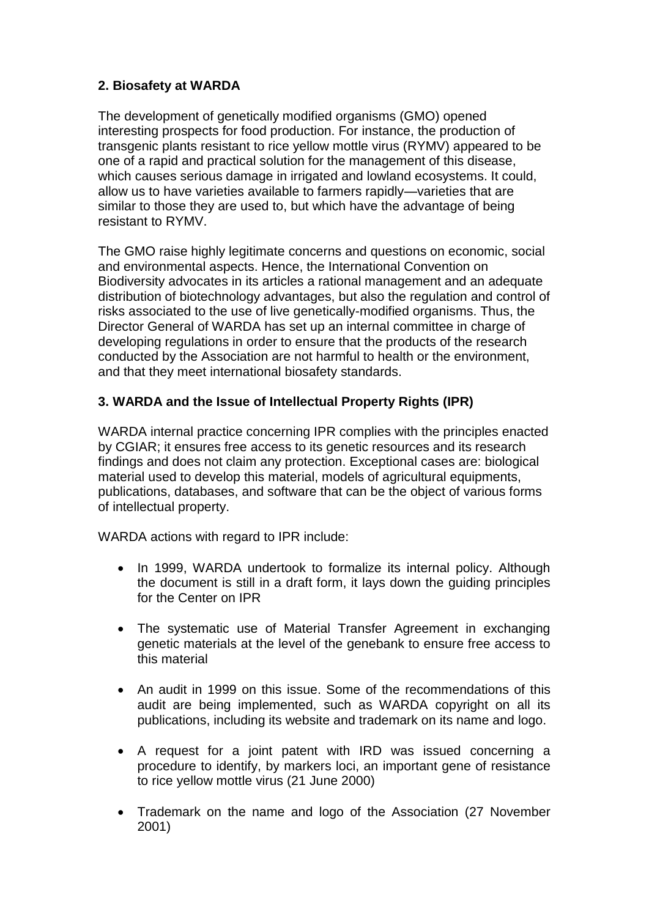## 2. Biosafety at WARDA

The development of genetically modified organisms (GMO) opened interesting prospects for food production. For instance, the production of transgenic plants resistant to rice yellow mottle virus (RYMV) appeared to be one of a rapid and practical solution for the management of this disease, which causes serious damage in irrigated and lowland ecosystems. It could, allow us to have varieties available to farmers rapidly—varieties that are similar to those they are used to, but which have the advantage of being resistant to RYMV.

The GMO raise highly legitimate concerns and questions on economic, social and environmental aspects. Hence, the International Convention on Biodiversity advocates in its articles a rational management and an adequate distribution of biotechnology advantages, but also the regulation and control of risks associated to the use of live genetically-modified organisms. Thus, the Director General of WARDA has set up an internal committee in charge of developing regulations in order to ensure that the products of the research conducted by the Association are not harmful to health or the environment, and that they meet international biosafety standards.

## 3. WARDA and the Issue of Intellectual Property Rights (IPR)

WARDA internal practice concerning IPR complies with the principles enacted by CGIAR; it ensures free access to its genetic resources and its research findings and does not claim any protection. Exceptional cases are: biological material used to develop this material, models of agricultural equipments, publications, databases, and software that can be the object of various forms of intellectual property.

WARDA actions with regard to IPR include:

- In 1999, WARDA undertook to formalize its internal policy. Although the document is still in a draft form, it lays down the guiding principles for the Center on IPR
- The systematic use of Material Transfer Agreement in exchanging genetic materials at the level of the genebank to ensure free access to this material
- An audit in 1999 on this issue. Some of the recommendations of this audit are being implemented, such as WARDA copyright on all its publications, including its website and trademark on its name and logo.
- A request for a joint patent with IRD was issued concerning a procedure to identify, by markers loci, an important gene of resistance to rice yellow mottle virus (21 June 2000)
- Trademark on the name and logo of the Association (27 November 2001)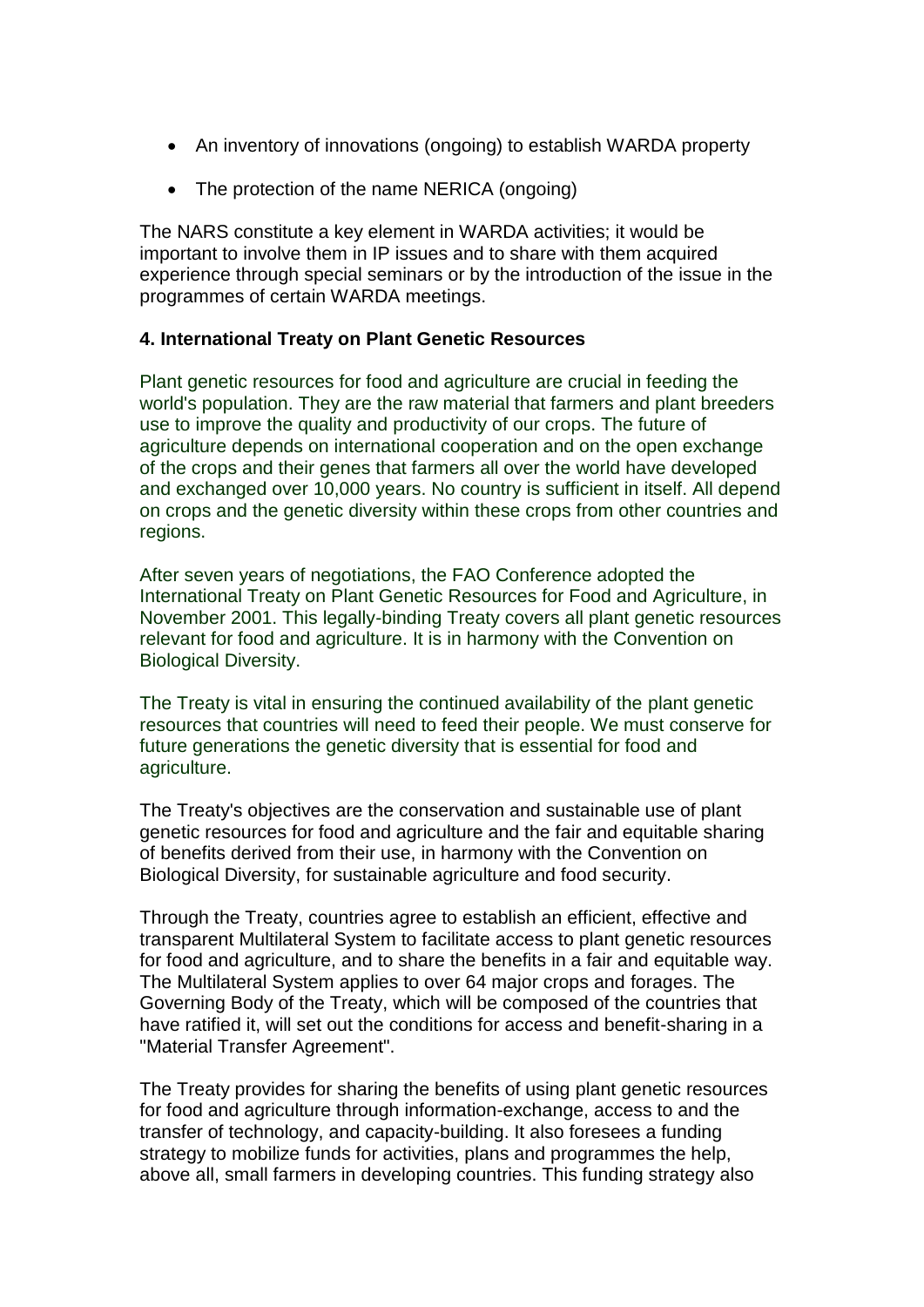- An inventory of innovations (ongoing) to establish WARDA property
- The protection of the name NERICA (ongoing)

The NARS constitute a key element in WARDA activities; it would be important to involve them in IP issues and to share with them acquired experience through special seminars or by the introduction of the issue in the programmes of certain WARDA meetings.

### 4. International Treaty on Plant Genetic Resources

Plant genetic resources for food and agriculture are crucial in feeding the world's population. They are the raw material that farmers and plant breeders use to improve the quality and productivity of our crops. The future of agriculture depends on international cooperation and on the open exchange of the crops and their genes that farmers all over the world have developed and exchanged over 10,000 years. No country is sufficient in itself. All depend on crops and the genetic diversity within these crops from other countries and regions.

After seven years of negotiations, the FAO Conference adopted the International Treaty on Plant Genetic Resources for Food and Agriculture, in November 2001. This legally-binding Treaty covers all plant genetic resources relevant for food and agriculture. It is in harmony with the Convention on Biological Diversity.

The Treaty is vital in ensuring the continued availability of the plant genetic resources that countries will need to feed their people. We must conserve for future generations the genetic diversity that is essential for food and agriculture.

The Treaty's objectives are the conservation and sustainable use of plant genetic resources for food and agriculture and the fair and equitable sharing of benefits derived from their use, in harmony with the Convention on Biological Diversity, for sustainable agriculture and food security.

Through the Treaty, countries agree to establish an efficient, effective and transparent Multilateral System to facilitate access to plant genetic resources for food and agriculture, and to share the benefits in a fair and equitable way. The Multilateral System applies to over 64 major crops and forages. The Governing Body of the Treaty, which will be composed of the countries that have ratified it, will set out the conditions for access and benefit-sharing in a "Material Transfer Agreement".

The Treaty provides for sharing the benefits of using plant genetic resources for food and agriculture through information-exchange, access to and the transfer of technology, and capacity-building. It also foresees a funding strategy to mobilize funds for activities, plans and programmes the help, above all, small farmers in developing countries. This funding strategy also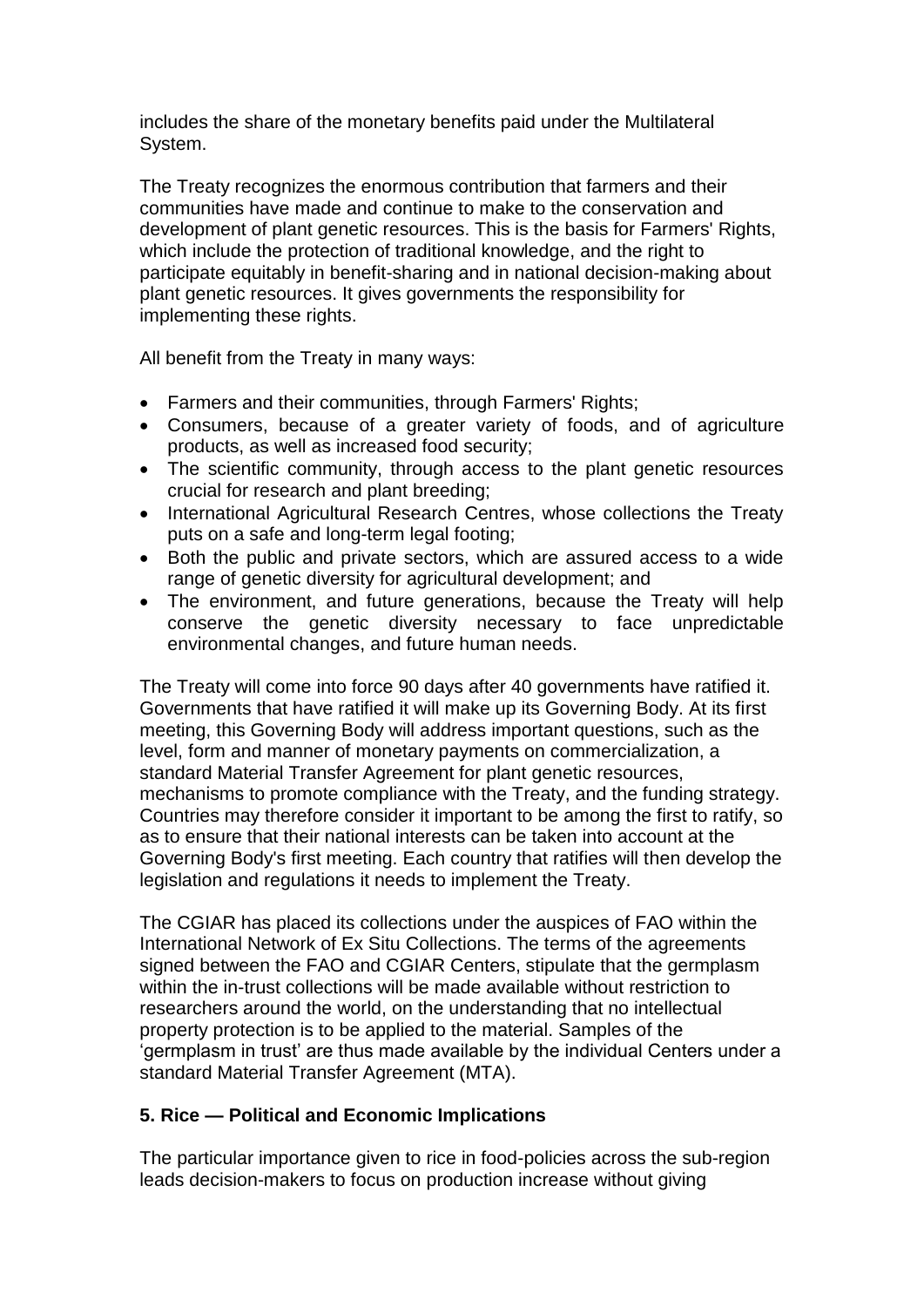includes the share of the monetary benefits paid under the Multilateral System.

The Treaty recognizes the enormous contribution that farmers and their communities have made and continue to make to the conservation and development of plant genetic resources. This is the basis for Farmers' Rights, which include the protection of traditional knowledge, and the right to participate equitably in benefit-sharing and in national decision-making about plant genetic resources. It gives governments the responsibility for implementing these rights.

All benefit from the Treaty in many ways:

- Farmers and their communities, through Farmers' Rights;
- Consumers, because of a greater variety of foods, and of agriculture products, as well as increased food security;
- The scientific community, through access to the plant genetic resources crucial for research and plant breeding;
- International Agricultural Research Centres, whose collections the Treaty puts on a safe and long-term legal footing;
- Both the public and private sectors, which are assured access to a wide range of genetic diversity for agricultural development; and
- The environment, and future generations, because the Treaty will help conserve the genetic diversity necessary to face unpredictable environmental changes, and future human needs.

The Treaty will come into force 90 days after 40 governments have ratified it. Governments that have ratified it will make up its Governing Body. At its first meeting, this Governing Body will address important questions, such as the level, form and manner of monetary payments on commercialization, a standard Material Transfer Agreement for plant genetic resources, mechanisms to promote compliance with the Treaty, and the funding strategy. Countries may therefore consider it important to be among the first to ratify, so as to ensure that their national interests can be taken into account at the Governing Body's first meeting. Each country that ratifies will then develop the legislation and regulations it needs to implement the Treaty.

The CGIAR has placed its collections under the auspices of FAO within the International Network of Ex Situ Collections. The terms of the agreements signed between the FAO and CGIAR Centers, stipulate that the germplasm within the in-trust collections will be made available without restriction to researchers around the world, on the understanding that no intellectual property protection is to be applied to the material. Samples of the 'germplasm in trust' are thus made available by the individual Centers under a standard Material Transfer Agreement (MTA).

## 5. Rice — Political and Economic Implications

The particular importance given to rice in food-policies across the sub-region leads decision-makers to focus on production increase without giving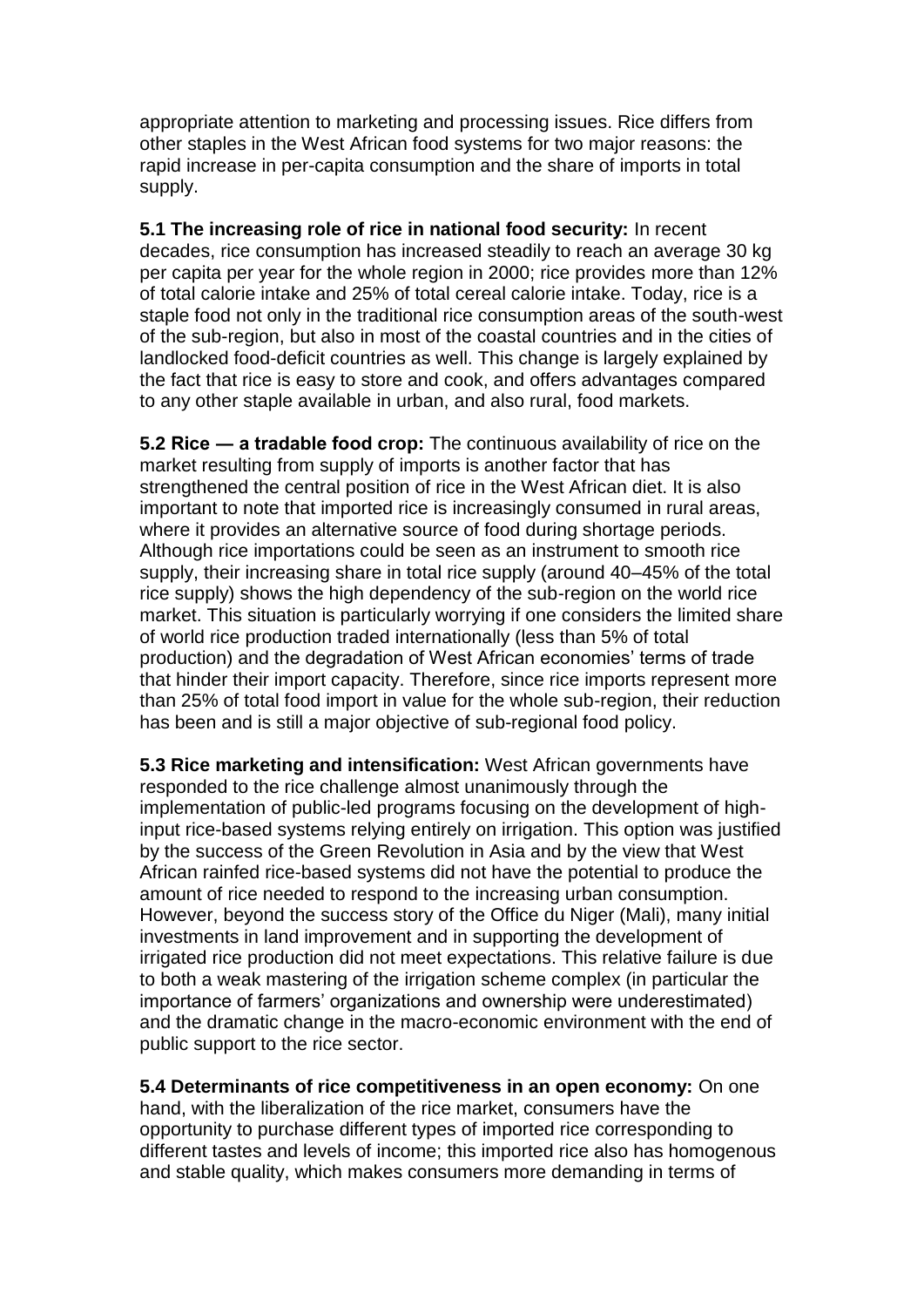appropriate attention to marketing and processing issues. Rice differs from other staples in the West African food systems for two major reasons: the rapid increase in per-capita consumption and the share of imports in total supply.

**5.1 The increasing role of rice in national food security:** In recent decades, rice consumption has increased steadily to reach an average 30 kg per capita per year for the whole region in 2000; rice provides more than 12% of total calorie intake and 25% of total cereal calorie intake. Today, rice is a staple food not only in the traditional rice consumption areas of the south-west of the sub-region, but also in most of the coastal countries and in the cities of landlocked food-deficit countries as well. This change is largely explained by the fact that rice is easy to store and cook, and offers advantages compared to any other staple available in urban, and also rural, food markets.

**5.2 Rice — a tradable food crop:** The continuous availability of rice on the market resulting from supply of imports is another factor that has strengthened the central position of rice in the West African diet. It is also important to note that imported rice is increasingly consumed in rural areas, where it provides an alternative source of food during shortage periods. Although rice importations could be seen as an instrument to smooth rice supply, their increasing share in total rice supply (around 40–45% of the total rice supply) shows the high dependency of the sub-region on the world rice market. This situation is particularly worrying if one considers the limited share of world rice production traded internationally (less than 5% of total production) and the degradation of West African economies' terms of trade that hinder their import capacity. Therefore, since rice imports represent more than 25% of total food import in value for the whole sub-region, their reduction has been and is still a major objective of sub-regional food policy.

**5.3 Rice marketing and intensification:** West African governments have responded to the rice challenge almost unanimously through the implementation of public-led programs focusing on the development of high-input rice-based systems relying entirely on irrigation. This option was justified by the success of the Green Revolution in Asia and by the view that West African rainfed rice-based systems did not have the potential to produce the amount of rice needed to respond to the increasing urban consumption. However, beyond the success story of the Office du Niger (Mali), many initial investments in land improvement and in supporting the development of irrigated rice production did not meet expectations. This relative failure is due to both a weak mastering of the irrigation scheme complex (in particular the importance of farmers' organizations and ownership were underestimated) and the dramatic change in the macro-economic environment with the end of public support to the rice sector.

**5.4 Determinants of rice competitiveness in an open economy:** On one hand, with the liberalization of the rice market, consumers have the opportunity to purchase different types of imported rice corresponding to different tastes and levels of income; this imported rice also has homogenous and stable quality, which makes consumers more demanding in terms of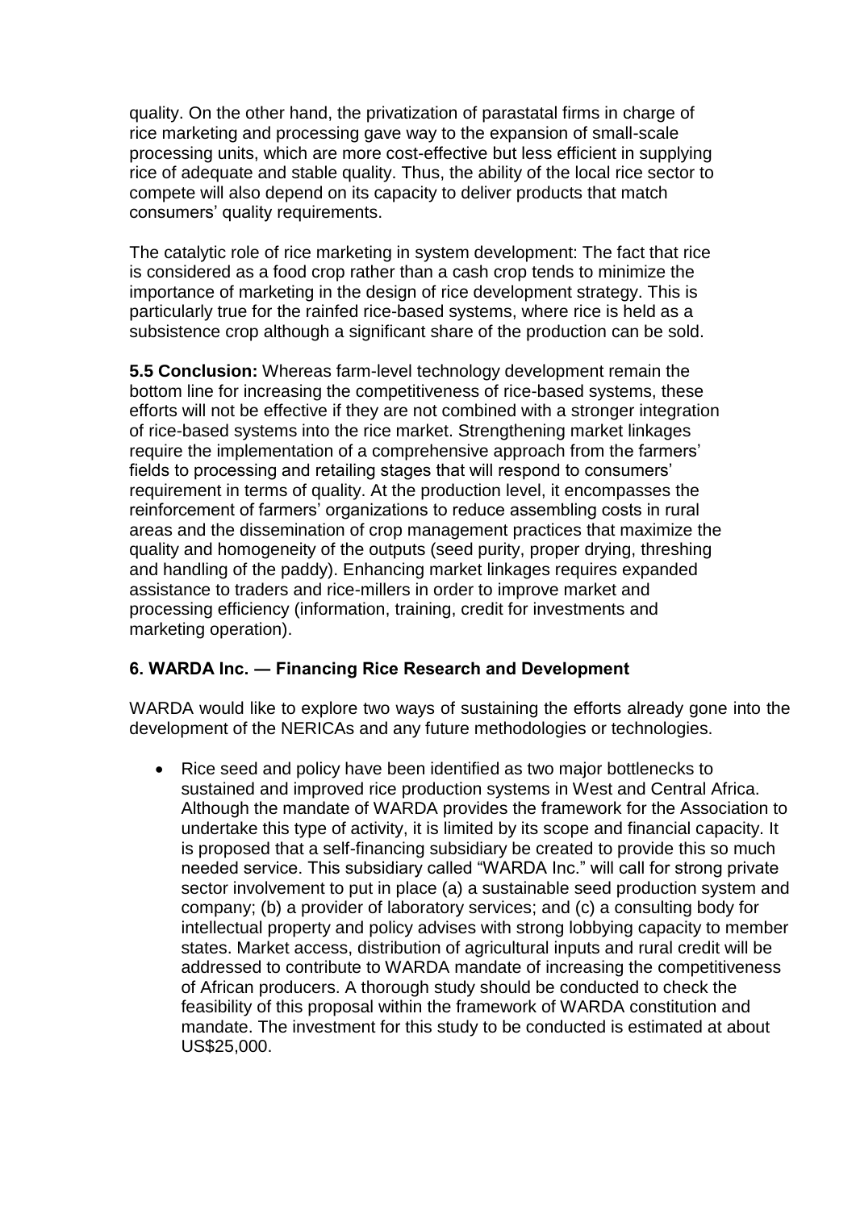quality. On the other hand, the privatization of parastatal firms in charge of rice marketing and processing gave way to the expansion of small-scale processing units, which are more cost-effective but less efficient in supplying rice of adequate and stable quality. Thus, the ability of the local rice sector to compete will also depend on its capacity to deliver products that match consumers' quality requirements.

The catalytic role of rice marketing in system development: The fact that rice is considered as a food crop rather than a cash crop tends to minimize the importance of marketing in the design of rice development strategy. This is particularly true for the rainfed rice-based systems, where rice is held as a subsistence crop although a significant share of the production can be sold.

**5.5 Conclusion:** Whereas farm-level technology development remain the bottom line for increasing the competitiveness of rice-based systems, these efforts will not be effective if they are not combined with a stronger integration of rice-based systems into the rice market. Strengthening market linkages require the implementation of a comprehensive approach from the farmers' fields to processing and retailing stages that will respond to consumers' requirement in terms of quality. At the production level, it encompasses the reinforcement of farmers' organizations to reduce assembling costs in rural areas and the dissemination of crop management practices that maximize the quality and homogeneity of the outputs (seed purity, proper drying, threshing and handling of the paddy). Enhancing market linkages requires expanded assistance to traders and rice-millers in order to improve market and processing efficiency (information, training, credit for investments and marketing operation).

## 6. WARDA Inc. — Financing Rice Research and Development

WARDA would like to explore two ways of sustaining the efforts already gone into the development of the NERICAs and any future methodologies or technologies.

- Rice seed and policy have been identified as two major bottlenecks to sustained and improved rice production systems in West and Central Africa. Although the mandate of WARDA provides the framework for the Association to undertake this type of activity, it is limited by its scope and financial capacity. It is proposed that a self-financing subsidiary be created to provide this so much needed service. This subsidiary called "WARDA Inc." will call for strong private sector involvement to put in place (a) a sustainable seed production system and company; (b) a provider of laboratory services; and (c) a consulting body for intellectual property and policy advises with strong lobbying capacity to member states. Market access, distribution of agricultural inputs and rural credit will be addressed to contribute to WARDA mandate of increasing the competitiveness of African producers. A thorough study should be conducted to check the feasibility of this proposal within the framework of WARDA constitution and mandate. The investment for this study to be conducted is estimated at about US$25,000.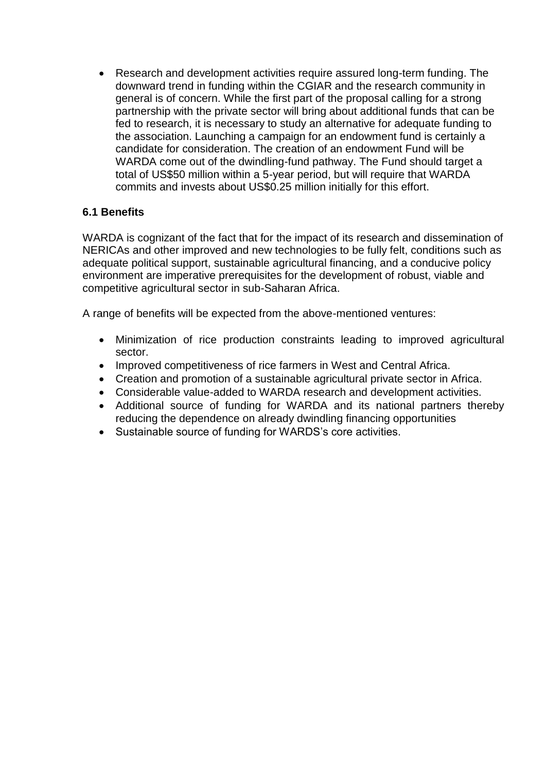- Research and development activities require assured long-term funding. The downward trend in funding within the CGIAR and the research community in general is of concern. While the first part of the proposal calling for a strong partnership with the private sector will bring about additional funds that can be fed to research, it is necessary to study an alternative for adequate funding to the association. Launching a campaign for an endowment fund is certainly a candidate for consideration. The creation of an endowment Fund will be WARDA come out of the dwindling-fund pathway. The Fund should target a total of US$50 million within a 5-year period, but will require that WARDA commits and invests about US$0.25 million initially for this effort.

### 6.1 Benefits

WARDA is cognizant of the fact that for the impact of its research and dissemination of NERICAs and other improved and new technologies to be fully felt, conditions such as adequate political support, sustainable agricultural financing, and a conducive policy environment are imperative prerequisites for the development of robust, viable and competitive agricultural sector in sub-Saharan Africa.

A range of benefits will be expected from the above-mentioned ventures:

- Minimization of rice production constraints leading to improved agricultural sector.
- Improved competitiveness of rice farmers in West and Central Africa.
- Creation and promotion of a sustainable agricultural private sector in Africa.
- Considerable value-added to WARDA research and development activities.
- Additional source of funding for WARDA and its national partners thereby reducing the dependence on already dwindling financing opportunities
- Sustainable source of funding for WARDS's core activities.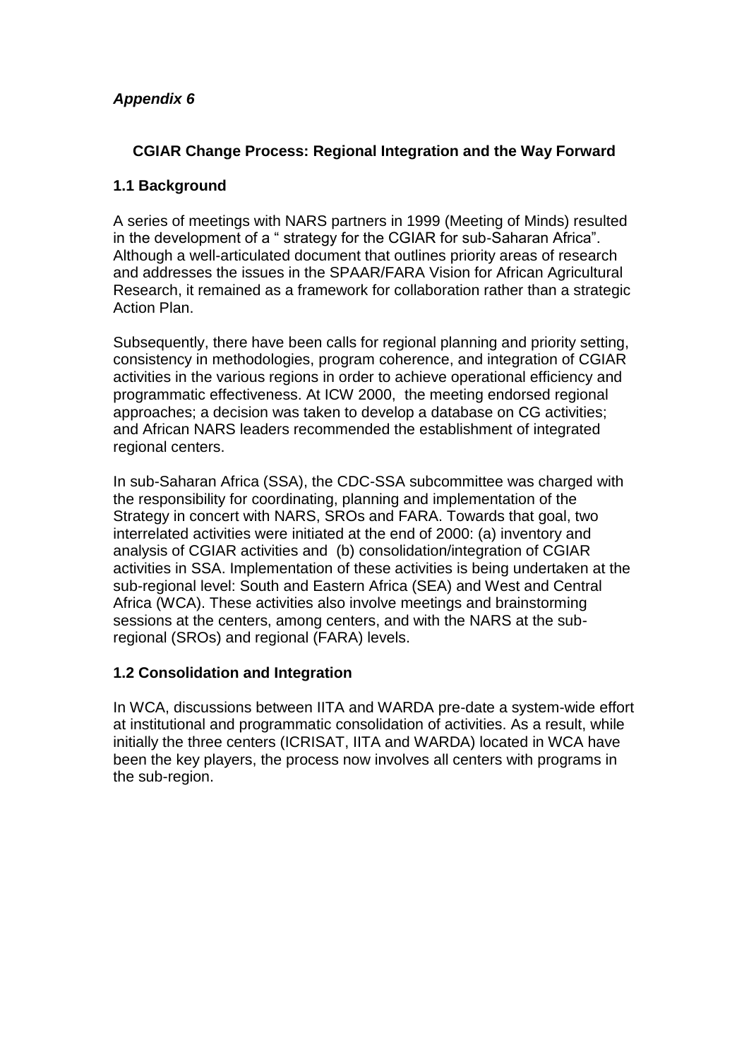*Appendix 6*

## CGIAR Change Process: Regional Integration and the Way Forward

### 1.1 Background

A series of meetings with NARS partners in 1999 (Meeting of Minds) resulted in the development of a " strategy for the CGIAR for sub-Saharan Africa". Although a well-articulated document that outlines priority areas of research and addresses the issues in the SPAAR/FARA Vision for African Agricultural Research, it remained as a framework for collaboration rather than a strategic Action Plan.

Subsequently, there have been calls for regional planning and priority setting, consistency in methodologies, program coherence, and integration of CGIAR activities in the various regions in order to achieve operational efficiency and programmatic effectiveness. At ICW 2000, the meeting endorsed regional approaches; a decision was taken to develop a database on CG activities; and African NARS leaders recommended the establishment of integrated regional centers.

In sub-Saharan Africa (SSA), the CDC-SSA subcommittee was charged with the responsibility for coordinating, planning and implementation of the Strategy in concert with NARS, SROs and FARA. Towards that goal, two interrelated activities were initiated at the end of 2000: (a) inventory and analysis of CGIAR activities and (b) consolidation/integration of CGIAR activities in SSA. Implementation of these activities is being undertaken at the sub-regional level: South and Eastern Africa (SEA) and West and Central Africa (WCA). These activities also involve meetings and brainstorming sessions at the centers, among centers, and with the NARS at the sub-regional (SROs) and regional (FARA) levels.

### 1.2 Consolidation and Integration

In WCA, discussions between IITA and WARDA pre-date a system-wide effort at institutional and programmatic consolidation of activities. As a result, while initially the three centers (ICRISAT, IITA and WARDA) located in WCA have been the key players, the process now involves all centers with programs in the sub-region.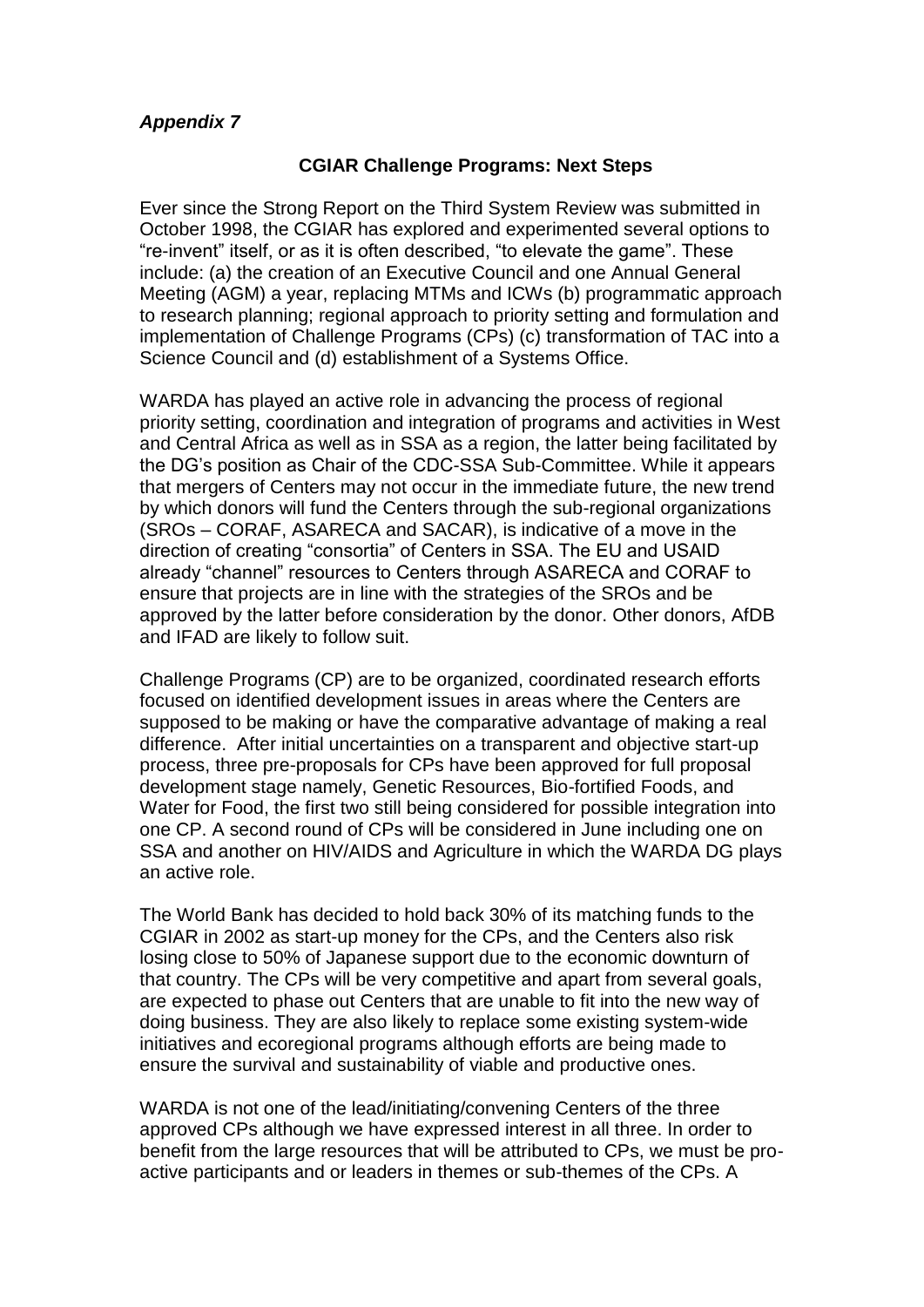*Appendix 7*

**CGIAR Challenge Programs: Next Steps**

Ever since the Strong Report on the Third System Review was submitted in October 1998, the CGIAR has explored and experimented several options to "re-invent" itself, or as it is often described, "to elevate the game". These include: (a) the creation of an Executive Council and one Annual General Meeting (AGM) a year, replacing MTMs and ICWs (b) programmatic approach to research planning; regional approach to priority setting and formulation and implementation of Challenge Programs (CPs) (c) transformation of TAC into a Science Council and (d) establishment of a Systems Office.

WARDA has played an active role in advancing the process of regional priority setting, coordination and integration of programs and activities in West and Central Africa as well as in SSA as a region, the latter being facilitated by the DG's position as Chair of the CDC-SSA Sub-Committee. While it appears that mergers of Centers may not occur in the immediate future, the new trend by which donors will fund the Centers through the sub-regional organizations (SROs – CORAF, ASARECA and SACAR), is indicative of a move in the direction of creating "consortia" of Centers in SSA. The EU and USAID already "channel" resources to Centers through ASARECA and CORAF to ensure that projects are in line with the strategies of the SROs and be approved by the latter before consideration by the donor. Other donors, AfDB and IFAD are likely to follow suit.

Challenge Programs (CP) are to be organized, coordinated research efforts focused on identified development issues in areas where the Centers are supposed to be making or have the comparative advantage of making a real difference. After initial uncertainties on a transparent and objective start-up process, three pre-proposals for CPs have been approved for full proposal development stage namely, Genetic Resources, Bio-fortified Foods, and Water for Food, the first two still being considered for possible integration into one CP. A second round of CPs will be considered in June including one on SSA and another on HIV/AIDS and Agriculture in which the WARDA DG plays an active role.

The World Bank has decided to hold back 30% of its matching funds to the CGIAR in 2002 as start-up money for the CPs, and the Centers also risk losing close to 50% of Japanese support due to the economic downturn of that country. The CPs will be very competitive and apart from several goals, are expected to phase out Centers that are unable to fit into the new way of doing business. They are also likely to replace some existing system-wide initiatives and ecoregional programs although efforts are being made to ensure the survival and sustainability of viable and productive ones.

WARDA is not one of the lead/initiating/convening Centers of the three approved CPs although we have expressed interest in all three. In order to benefit from the large resources that will be attributed to CPs, we must be pro-active participants and or leaders in themes or sub-themes of the CPs. A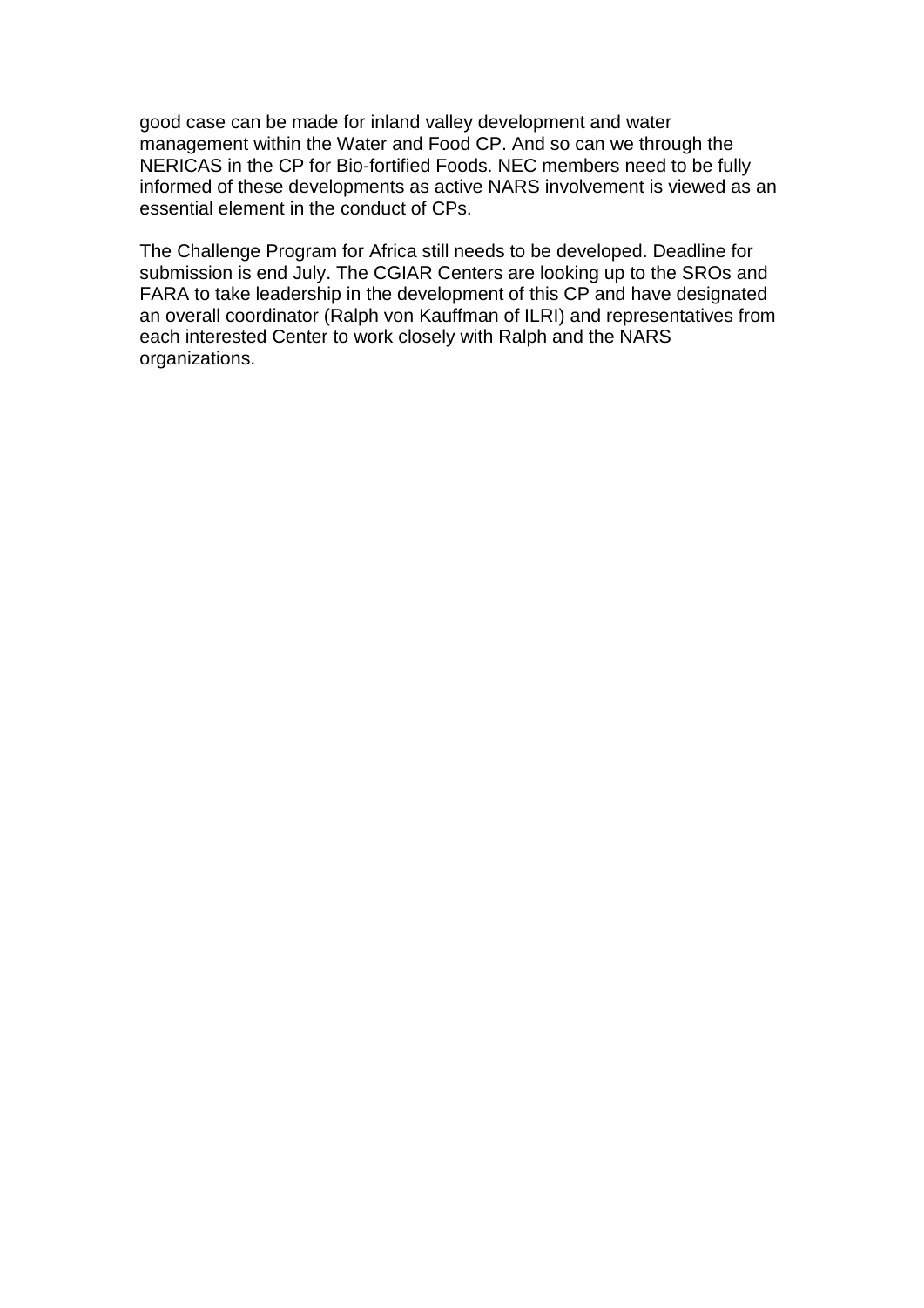good case can be made for inland valley development and water management within the Water and Food CP. And so can we through the NERICAS in the CP for Bio-fortified Foods. NEC members need to be fully informed of these developments as active NARS involvement is viewed as an essential element in the conduct of CPs.

The Challenge Program for Africa still needs to be developed. Deadline for submission is end July. The CGIAR Centers are looking up to the SROs and FARA to take leadership in the development of this CP and have designated an overall coordinator (Ralph von Kauffman of ILRI) and representatives from each interested Center to work closely with Ralph and the NARS organizations.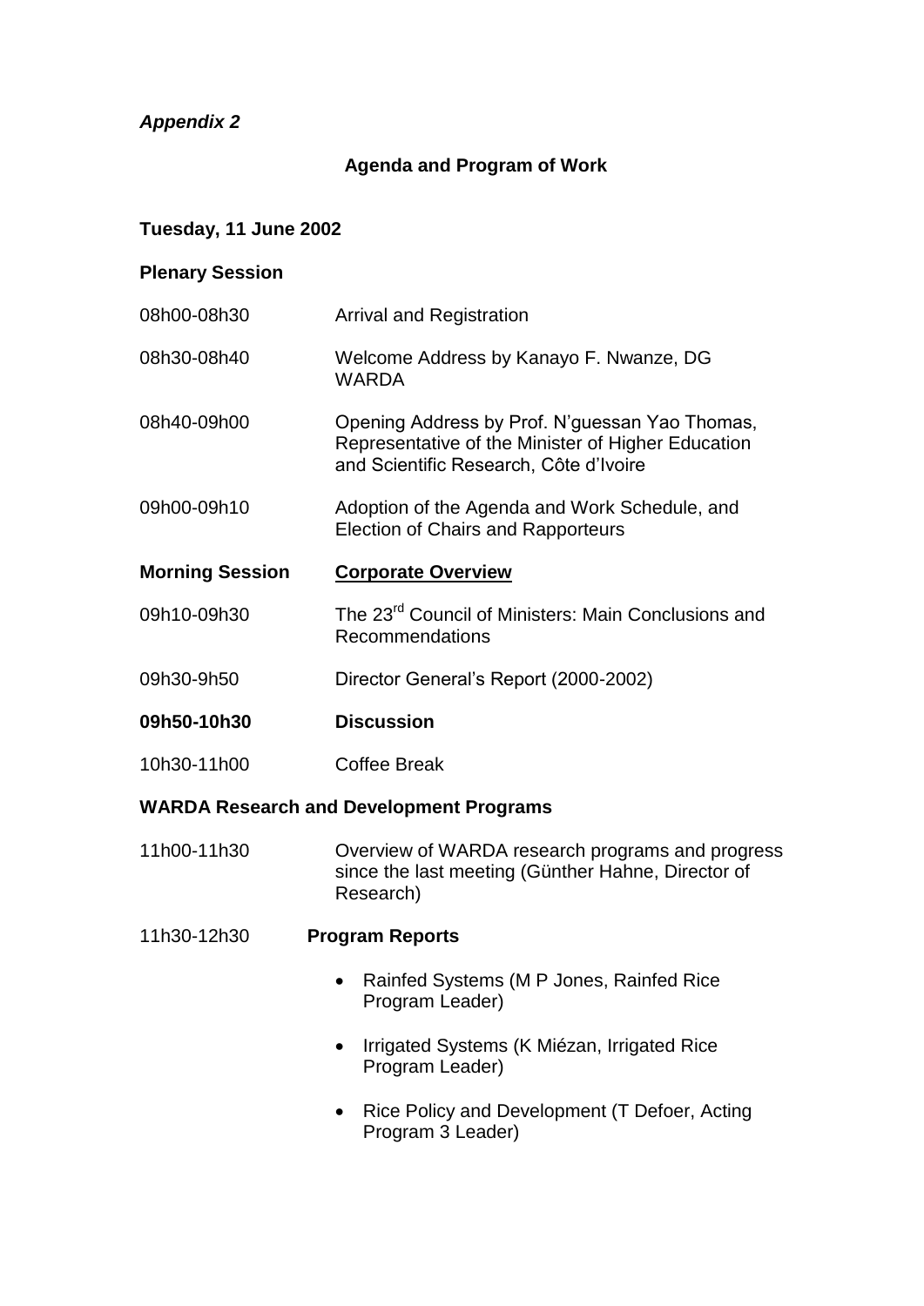*Appendix 2*

## Agenda and Program of Work

### Tuesday, 11 June 2002

**Plenary Session**

| | |
|---|---|
| 08h00-08h30 | Arrival and Registration |
| 08h30-08h40 | Welcome Address by Kanayo F. Nwanze, DG WARDA |
| 08h40-09h00 | Opening Address by Prof. N'guessan Yao Thomas, Representative of the Minister of Higher Education and Scientific Research, Côte d'Ivoire |
| 09h00-09h10 | Adoption of the Agenda and Work Schedule, and Election of Chairs and Rapporteurs |
| **Morning Session** | **Corporate Overview** |
| 09h10-09h30 | The 23rd Council of Ministers: Main Conclusions and Recommendations |
| 09h30-9h50 | Director General's Report (2000-2002) |
| **09h50-10h30** | **Discussion** |
| 10h30-11h00 | Coffee Break |

**WARDA Research and Development Programs**

| | |
|---|---|
| 11h00-11h30 | Overview of WARDA research programs and progress since the last meeting (Günther Hahne, Director of Research) |
| 11h30-12h30 | **Program Reports** |

- Rainfed Systems (M P Jones, Rainfed Rice Program Leader)
- Irrigated Systems (K Miézan, Irrigated Rice Program Leader)
- Rice Policy and Development (T Defoer, Acting Program 3 Leader)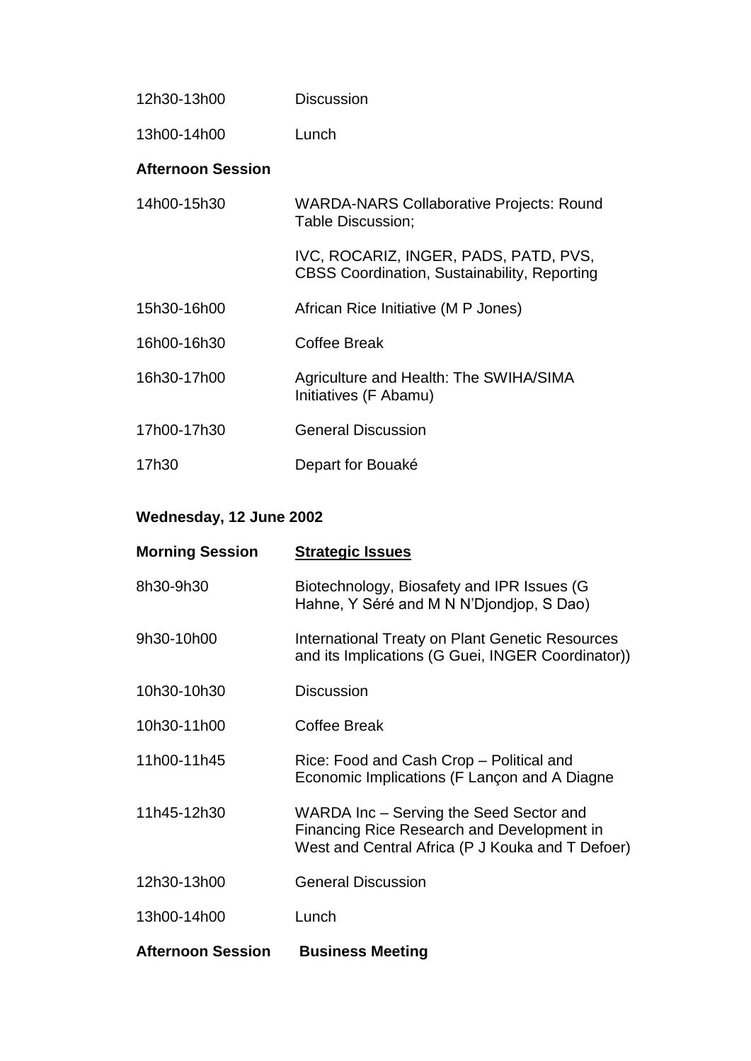| | |
|---|---|
| 12h30-13h00 | Discussion |
| 13h00-14h00 | Lunch |

**Afternoon Session**

| | |
|---|---|
| 14h00-15h30 | WARDA-NARS Collaborative Projects: Round Table Discussion;<br><br>IVC, ROCARIZ, INGER, PADS, PATD, PVS, CBSS Coordination, Sustainability, Reporting |
| 15h30-16h00 | African Rice Initiative (M P Jones) |
| 16h00-16h30 | Coffee Break |
| 16h30-17h00 | Agriculture and Health: The SWIHA/SIMA Initiatives (F Abamu) |
| 17h00-17h30 | General Discussion |
| 17h30 | Depart for Bouaké |

**Wednesday, 12 June 2002**

**Morning Session** <u>**Strategic Issues**</u>

| | |
|---|---|
| 8h30-9h30 | Biotechnology, Biosafety and IPR Issues (G Hahne, Y Séré and M N N'Djondjop, S Dao) |
| 9h30-10h00 | International Treaty on Plant Genetic Resources and its Implications (G Guei, INGER Coordinator)) |
| 10h30-10h30 | Discussion |
| 10h30-11h00 | Coffee Break |
| 11h00-11h45 | Rice: Food and Cash Crop – Political and Economic Implications (F Lançon and A Diagne |
| 11h45-12h30 | WARDA Inc – Serving the Seed Sector and Financing Rice Research and Development in West and Central Africa (P J Kouka and T Defoer) |
| 12h30-13h00 | General Discussion |
| 13h00-14h00 | Lunch |

**Afternoon Session** **Business Meeting**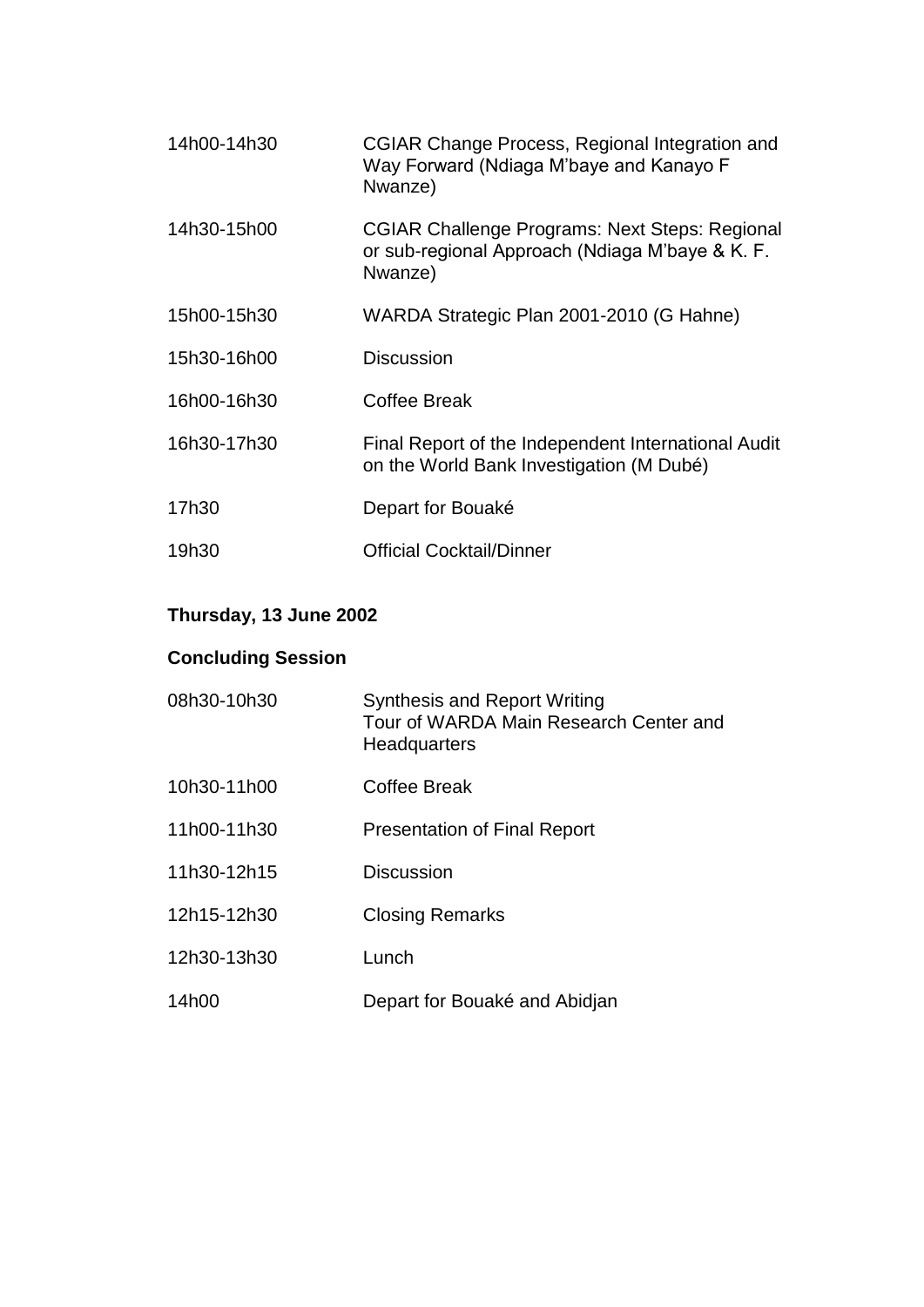| | |
|---|---|
| 14h00-14h30 | CGIAR Change Process, Regional Integration and Way Forward (Ndiaga M'baye and Kanayo F Nwanze) |
| 14h30-15h00 | CGIAR Challenge Programs: Next Steps: Regional or sub-regional Approach (Ndiaga M'baye & K. F. Nwanze) |
| 15h00-15h30 | WARDA Strategic Plan 2001-2010 (G Hahne) |
| 15h30-16h00 | Discussion |
| 16h00-16h30 | Coffee Break |
| 16h30-17h30 | Final Report of the Independent International Audit on the World Bank Investigation (M Dubé) |
| 17h30 | Depart for Bouaké |
| 19h30 | Official Cocktail/Dinner |

**Thursday, 13 June 2002**

**Concluding Session**

| | |
|---|---|
| 08h30-10h30 | Synthesis and Report Writing<br>Tour of WARDA Main Research Center and Headquarters |
| 10h30-11h00 | Coffee Break |
| 11h00-11h30 | Presentation of Final Report |
| 11h30-12h15 | Discussion |
| 12h15-12h30 | Closing Remarks |
| 12h30-13h30 | Lunch |
| 14h00 | Depart for Bouaké and Abidjan |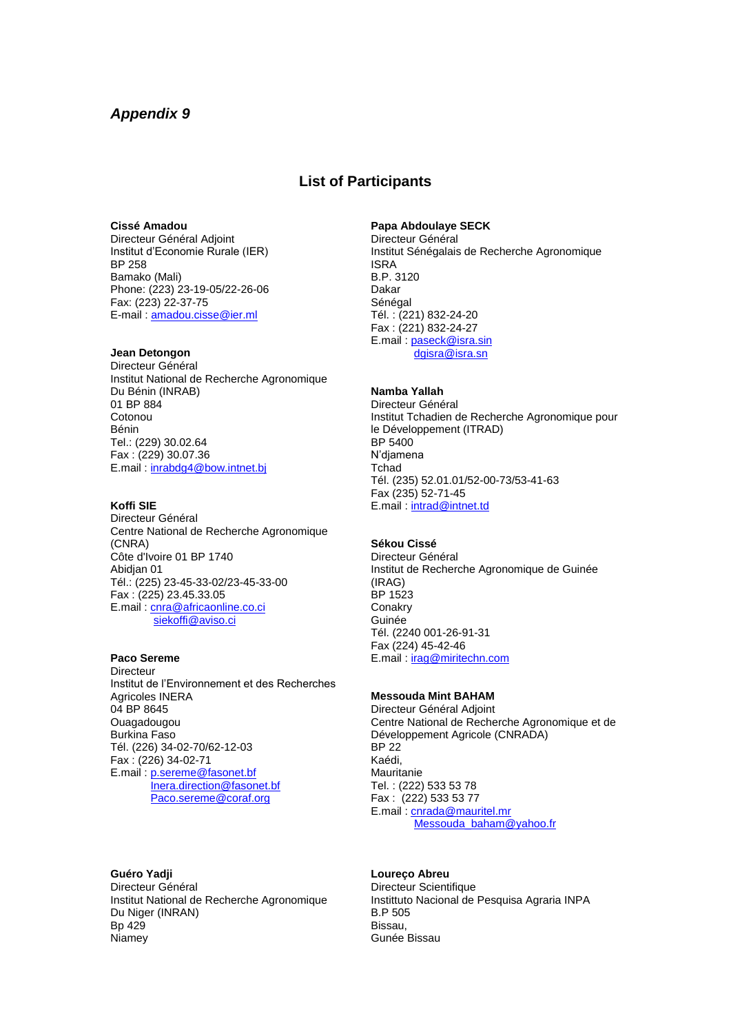*Appendix 9*

## List of Participants

**Cissé Amadou**
Directeur Général Adjoint
Institut d'Economie Rurale (IER)
BP 258
Bamako (Mali)
Phone: (223) 23-19-05/22-26-06
Fax: (223) 22-37-75
E-mail : amadou.cisse@ier.ml

**Jean Detongon**
Directeur Général
Institut National de Recherche Agronomique
Du Bénin (INRAB)
01 BP 884
Cotonou
Bénin
Tel.: (229) 30.02.64
Fax : (229) 30.07.36
E.mail : inrabdg4@bow.intnet.bj

**Koffi SIE**
Directeur Général
Centre National de Recherche Agronomique
(CNRA)
Côte d'Ivoire 01 BP 1740
Abidjan 01
Tél.: (225) 23-45-33-02/23-45-33-00
Fax : (225) 23.45.33.05
E.mail : cnra@africaonline.co.ci
siekoffi@aviso.ci

**Paco Sereme**
Directeur
Institut de l'Environnement et des Recherches
Agricoles INERA
04 BP 8645
Ouagadougou
Burkina Faso
Tél. (226) 34-02-70/62-12-03
Fax : (226) 34-02-71
E.mail : p.sereme@fasonet.bf
Inera.direction@fasonet.bf
Paco.sereme@coraf.org

**Guéro Yadji**
Directeur Général
Institut National de Recherche Agronomique
Du Niger (INRAN)
Bp 429
Niamey

**Papa Abdoulaye SECK**
Directeur Général
Institut Sénégalais de Recherche Agronomique
ISRA
B.P. 3120
Dakar
Sénégal
Tél. : (221) 832-24-20
Fax : (221) 832-24-27
E.mail : paseck@isra.sin
dgisra@isra.sn

**Namba Yallah**
Directeur Général
Institut Tchadien de Recherche Agronomique pour
le Développement (ITRAD)
BP 5400
N'djamena
Tchad
Tél. (235) 52.01.01/52-00-73/53-41-63
Fax (235) 52-71-45
E.mail : intrad@intnet.td

**Sékou Cissé**
Directeur Général
Institut de Recherche Agronomique de Guinée
(IRAG)
BP 1523
Conakry
Guinée
Tél. (2240 001-26-91-31
Fax (224) 45-42-46
E.mail : irag@miritechn.com

**Messouda Mint BAHAM**
Directeur Général Adjoint
Centre National de Recherche Agronomique et de
Développement Agricole (CNRADA)
BP 22
Kaédi,
Mauritanie
Tel. : (222) 533 53 78
Fax : (222) 533 53 77
E.mail : cnrada@mauritel.mr
Messouda_baham@yahoo.fr

**Loureço Abreu**
Directeur Scientifique
Instituto Nacional de Pesquisa Agraria INPA
B.P 505
Bissau,
Gunée Bissau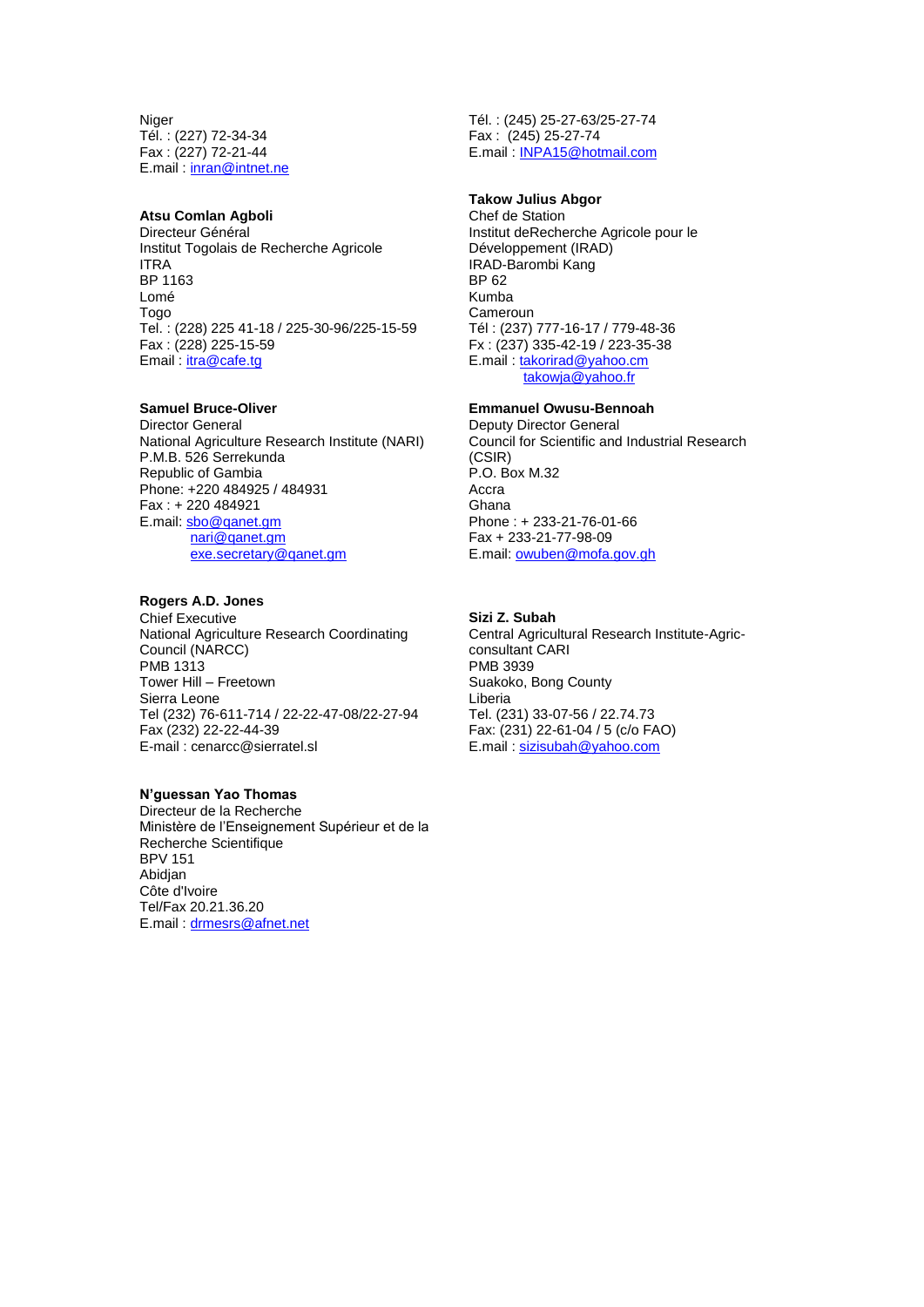Niger
Tél. : (227) 72-34-34
Fax : (227) 72-21-44
E.mail : inran@intnet.ne

**Atsu Comlan Agboli**
Directeur Général
Institut Togolais de Recherche Agricole
ITRA
BP 1163
Lomé
Togo
Tel. : (228) 225 41-18 / 225-30-96/225-15-59
Fax : (228) 225-15-59
Email : itra@cafe.tg

**Samuel Bruce-Oliver**
Director General
National Agriculture Research Institute (NARI)
P.M.B. 526 Serrekunda
Republic of Gambia
Phone: +220 484925 / 484931
Fax : + 220 484921
E.mail: sbo@qanet.gm
nari@qanet.gm
exe.secretary@qanet.gm

**Rogers A.D. Jones**
Chief Executive
National Agriculture Research Coordinating Council (NARCC)
PMB 1313
Tower Hill – Freetown
Sierra Leone
Tel (232) 76-611-714 / 22-22-47-08/22-27-94
Fax (232) 22-22-44-39
E-mail : cenarcc@sierratel.sl

**N'guessan Yao Thomas**
Directeur de la Recherche
Ministère de l'Enseignement Supérieur et de la Recherche Scientifique
BPV 151
Abidjan
Côte d'Ivoire
Tel/Fax 20.21.36.20
E.mail : drmesrs@afnet.net

Tél. : (245) 25-27-63/25-27-74
Fax : (245) 25-27-74
E.mail : INPA15@hotmail.com

**Takow Julius Abgor**
Chef de Station
Institut deRecherche Agricole pour le Développement (IRAD)
IRAD-Barombi Kang
BP 62
Kumba
Cameroun
Tél : (237) 777-16-17 / 779-48-36
Fx : (237) 335-42-19 / 223-35-38
E.mail : takorirad@yahoo.cm
takowja@yahoo.fr

**Emmanuel Owusu-Bennoah**
Deputy Director General
Council for Scientific and Industrial Research (CSIR)
P.O. Box M.32
Accra
Ghana
Phone : + 233-21-76-01-66
Fax + 233-21-77-98-09
E.mail: owuben@mofa.gov.gh

**Sizi Z. Subah**
Central Agricultural Research Institute-Agric-consultant CARI
PMB 3939
Suakoko, Bong County
Liberia
Tel. (231) 33-07-56 / 22.74.73
Fax: (231) 22-61-04 / 5 (c/o FAO)
E.mail : sizisubah@yahoo.com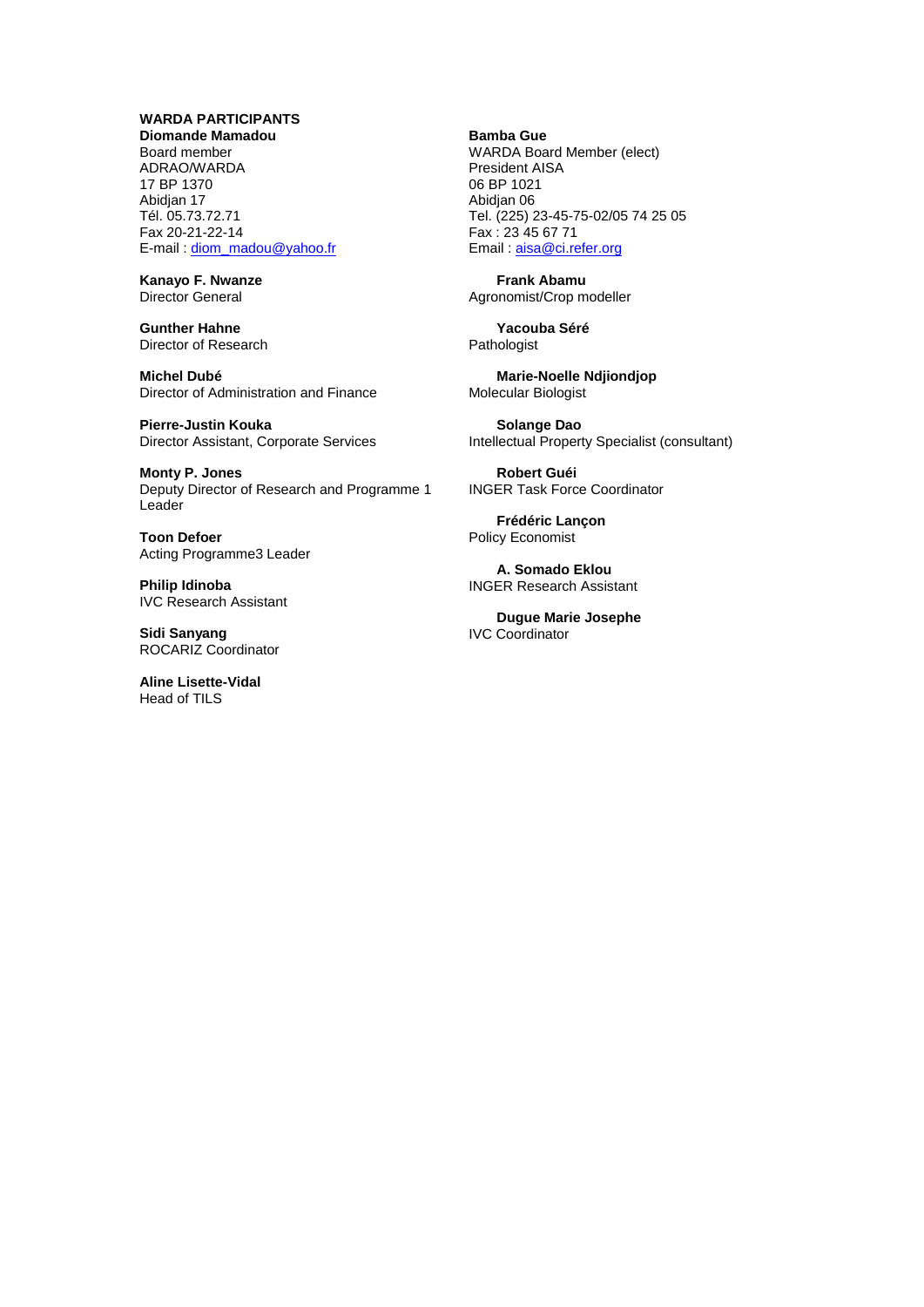**WARDA PARTICIPANTS**

**Diomande Mamadou**
Board member
ADRAO/WARDA
17 BP 1370
Abidjan 17
Tél. 05.73.72.71
Fax 20-21-22-14
E-mail : diom_madou@yahoo.fr

**Kanayo F. Nwanze**
Director General

**Gunther Hahne**
Director of Research

**Michel Dubé**
Director of Administration and Finance

**Pierre-Justin Kouka**
Director Assistant, Corporate Services

**Monty P. Jones**
Deputy Director of Research and Programme 1 Leader

**Toon Defoer**
Acting Programme3 Leader

**Philip Idinoba**
IVC Research Assistant

**Sidi Sanyang**
ROCARIZ Coordinator

**Aline Lisette-Vidal**
Head of TILS

**Bamba Gue**
WARDA Board Member (elect)
President AISA
06 BP 1021
Abidjan 06
Tel. (225) 23-45-75-02/05 74 25 05
Fax : 23 45 67 71
Email : aisa@ci.refer.org

**Frank Abamu**
Agronomist/Crop modeller

**Yacouba Séré**
Pathologist

**Marie-Noelle Ndjiondjop**
Molecular Biologist

**Solange Dao**
Intellectual Property Specialist (consultant)

**Robert Guéi**
INGER Task Force Coordinator

**Frédéric Lançon**
Policy Economist

**A. Somado Eklou**
INGER Research Assistant

**Dugue Marie Josephe**
IVC Coordinator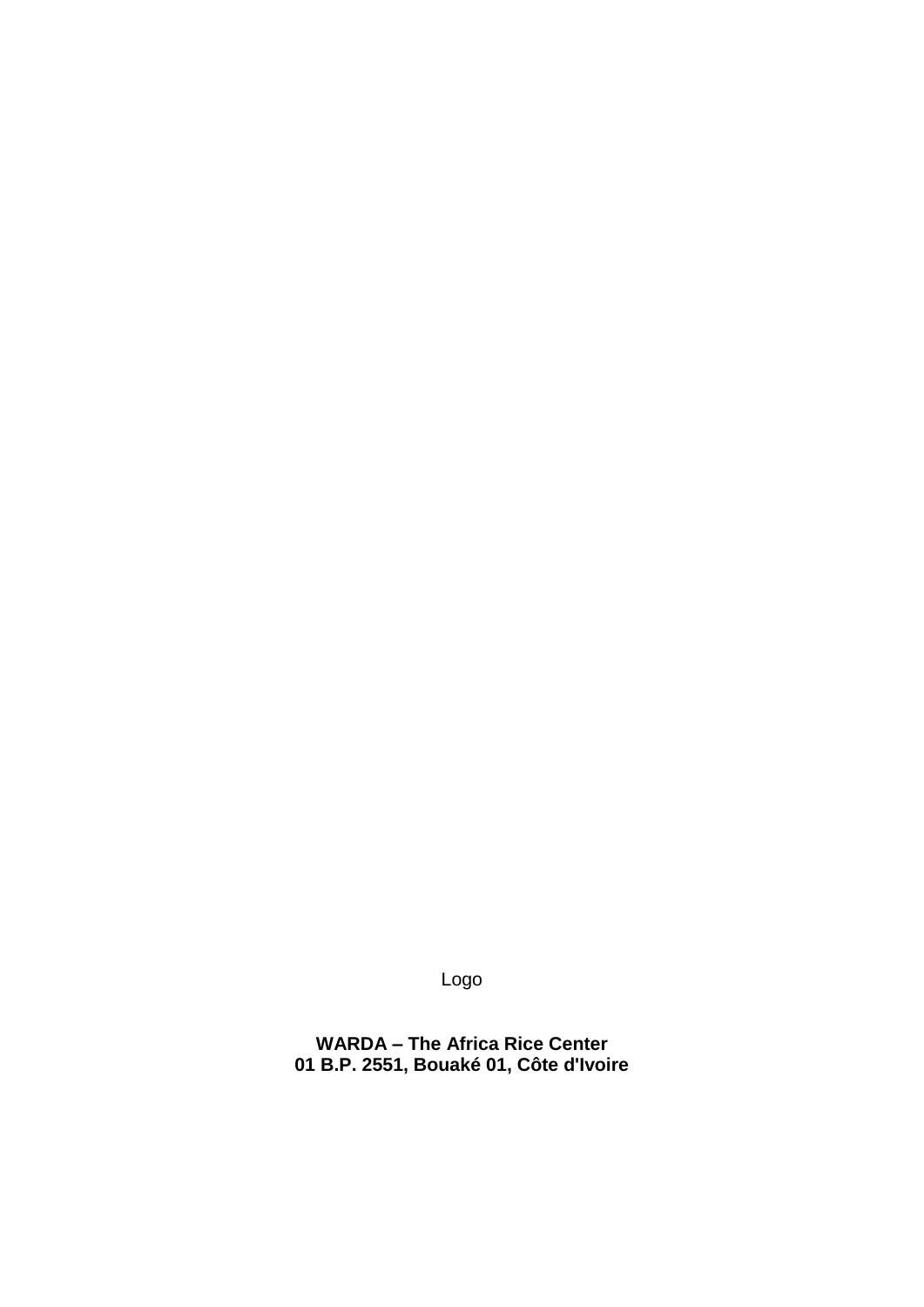Logo

**WARDA – The Africa Rice Center**
**01 B.P. 2551, Bouaké 01, Côte d'Ivoire**